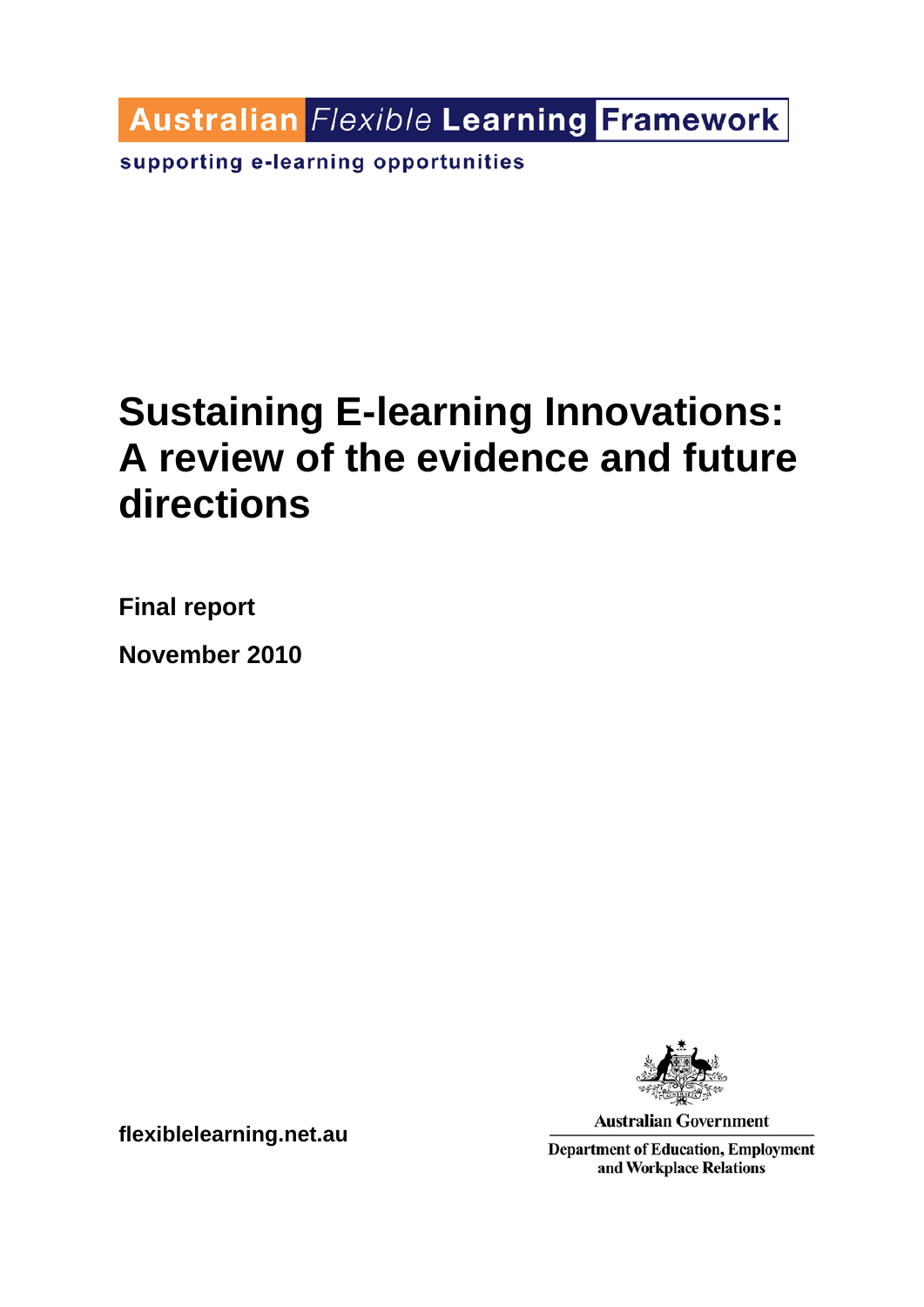Australian *Flexible* **Learning** **Framework**

supporting e-learning opportunities

# Sustaining E-learning Innovations: A review of the evidence and future directions

**Final report**

**November 2010**

**flexiblelearning.net.au**

Australian Government

Department of Education, Employment and Workplace Relations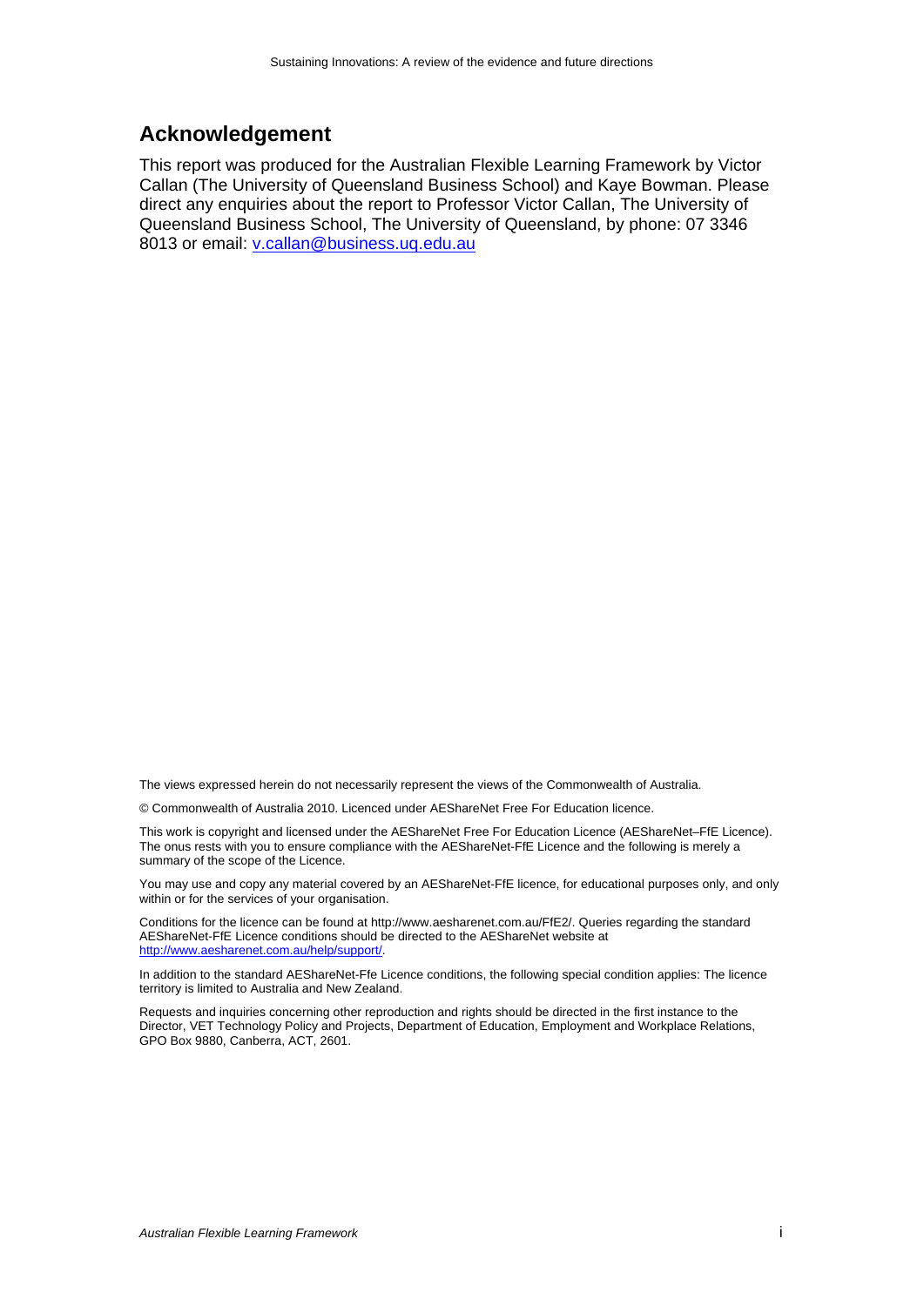## Acknowledgement

This report was produced for the Australian Flexible Learning Framework by Victor Callan (The University of Queensland Business School) and Kaye Bowman. Please direct any enquiries about the report to Professor Victor Callan, The University of Queensland Business School, The University of Queensland, by phone: 07 3346 8013 or email: v.callan@business.uq.edu.au

The views expressed herein do not necessarily represent the views of the Commonwealth of Australia.

© Commonwealth of Australia 2010. Licenced under AEShareNet Free For Education licence.

This work is copyright and licensed under the AEShareNet Free For Education Licence (AEShareNet–FfE Licence). The onus rests with you to ensure compliance with the AEShareNet-FfE Licence and the following is merely a summary of the scope of the Licence.

You may use and copy any material covered by an AEShareNet-FfE licence, for educational purposes only, and only within or for the services of your organisation.

Conditions for the licence can be found at http://www.aesharenet.com.au/FfE2/. Queries regarding the standard AEShareNet-FfE Licence conditions should be directed to the AEShareNet website at http://www.aesharenet.com.au/help/support/.

In addition to the standard AEShareNet-Ffe Licence conditions, the following special condition applies: The licence territory is limited to Australia and New Zealand.

Requests and inquiries concerning other reproduction and rights should be directed in the first instance to the Director, VET Technology Policy and Projects, Department of Education, Employment and Workplace Relations, GPO Box 9880, Canberra, ACT, 2601.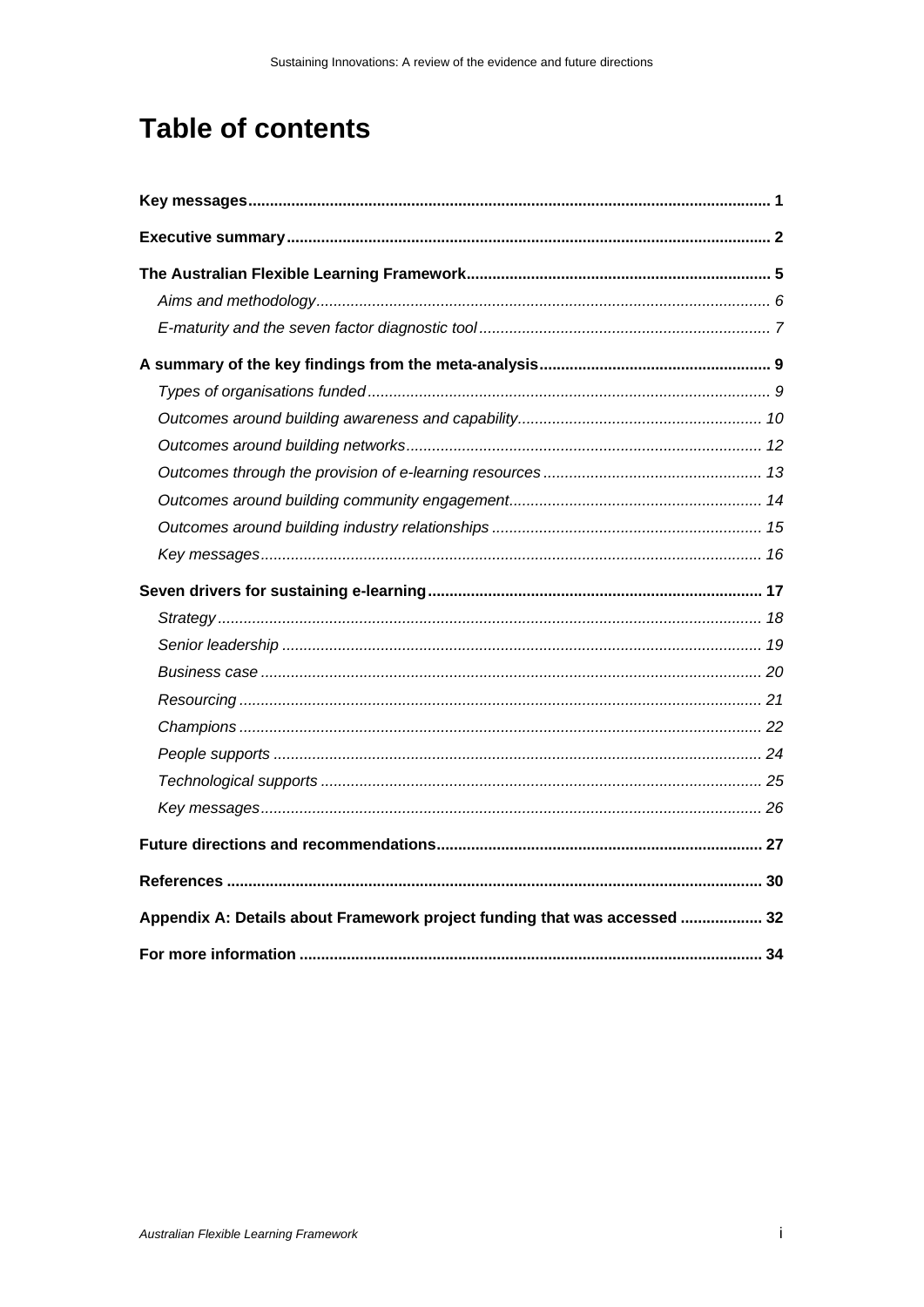# Table of contents

**Key messages** ........ **1**

**Executive summary** ........ **2**

**The Australian Flexible Learning Framework** ........ **5**

*Aims and methodology* ........ *6*

*E-maturity and the seven factor diagnostic tool* ........ *7*

**A summary of the key findings from the meta-analysis** ........ **9**

*Types of organisations funded* ........ *9*

*Outcomes around building awareness and capability* ........ *10*

*Outcomes around building networks* ........ *12*

*Outcomes through the provision of e-learning resources* ........ *13*

*Outcomes around building community engagement* ........ *14*

*Outcomes around building industry relationships* ........ *15*

*Key messages* ........ *16*

**Seven drivers for sustaining e-learning** ........ **17**

*Strategy* ........ *18*

*Senior leadership* ........ *19*

*Business case* ........ *20*

*Resourcing* ........ *21*

*Champions* ........ *22*

*People supports* ........ *24*

*Technological supports* ........ *25*

*Key messages* ........ *26*

**Future directions and recommendations** ........ **27**

**References** ........ **30**

**Appendix A: Details about Framework project funding that was accessed** ........ **32**

**For more information** ........ **34**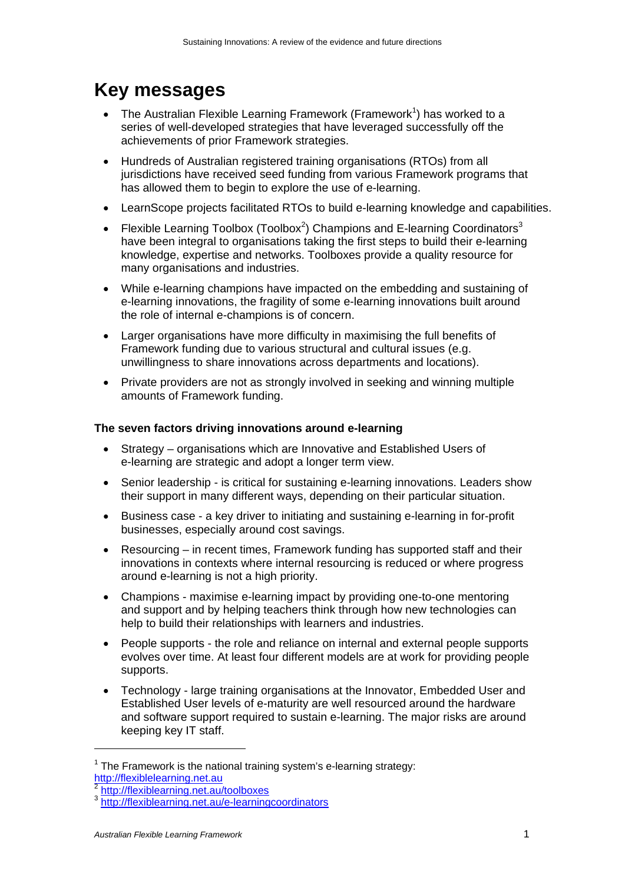# Key messages

- The Australian Flexible Learning Framework (Framework[1]) has worked to a series of well-developed strategies that have leveraged successfully off the achievements of prior Framework strategies.
- Hundreds of Australian registered training organisations (RTOs) from all jurisdictions have received seed funding from various Framework programs that has allowed them to begin to explore the use of e-learning.
- LearnScope projects facilitated RTOs to build e-learning knowledge and capabilities.
- Flexible Learning Toolbox (Toolbox[2]) Champions and E-learning Coordinators[3] have been integral to organisations taking the first steps to build their e-learning knowledge, expertise and networks. Toolboxes provide a quality resource for many organisations and industries.
- While e-learning champions have impacted on the embedding and sustaining of e-learning innovations, the fragility of some e-learning innovations built around the role of internal e-champions is of concern.
- Larger organisations have more difficulty in maximising the full benefits of Framework funding due to various structural and cultural issues (e.g. unwillingness to share innovations across departments and locations).
- Private providers are not as strongly involved in seeking and winning multiple amounts of Framework funding.

### The seven factors driving innovations around e-learning

- Strategy – organisations which are Innovative and Established Users of e-learning are strategic and adopt a longer term view.
- Senior leadership - is critical for sustaining e-learning innovations. Leaders show their support in many different ways, depending on their particular situation.
- Business case - a key driver to initiating and sustaining e-learning in for-profit businesses, especially around cost savings.
- Resourcing – in recent times, Framework funding has supported staff and their innovations in contexts where internal resourcing is reduced or where progress around e-learning is not a high priority.
- Champions - maximise e-learning impact by providing one-to-one mentoring and support and by helping teachers think through how new technologies can help to build their relationships with learners and industries.
- People supports - the role and reliance on internal and external people supports evolves over time. At least four different models are at work for providing people supports.
- Technology - large training organisations at the Innovator, Embedded User and Established User levels of e-maturity are well resourced around the hardware and software support required to sustain e-learning. The major risks are around keeping key IT staff.

---

[1] The Framework is the national training system's e-learning strategy: http://flexiblelearning.net.au

[2] http://flexiblearning.net.au/toolboxes

[3] http://flexiblearning.net.au/e-learningcoordinators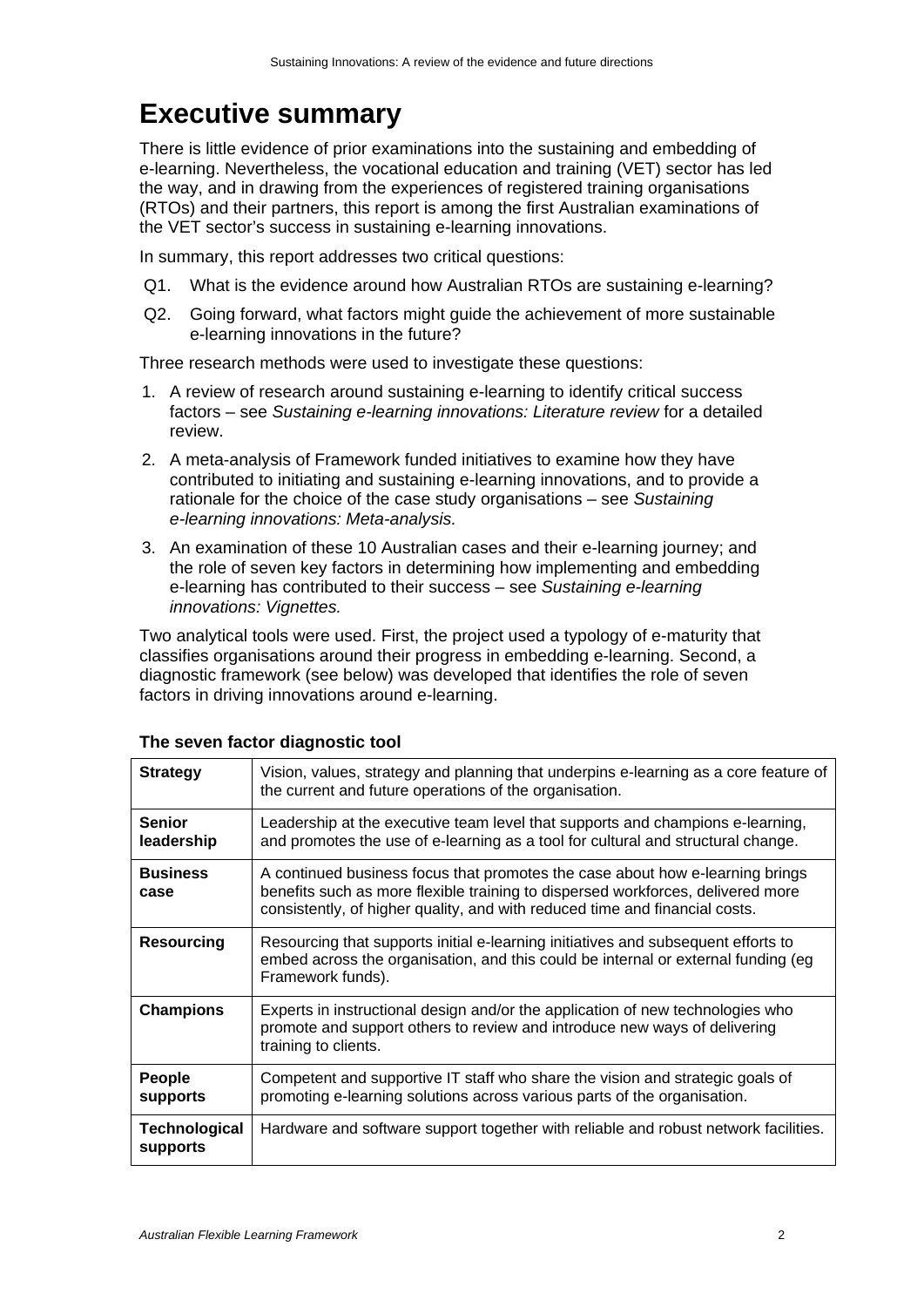# Executive summary

There is little evidence of prior examinations into the sustaining and embedding of e-learning. Nevertheless, the vocational education and training (VET) sector has led the way, and in drawing from the experiences of registered training organisations (RTOs) and their partners, this report is among the first Australian examinations of the VET sector's success in sustaining e-learning innovations.

In summary, this report addresses two critical questions:

Q1. What is the evidence around how Australian RTOs are sustaining e-learning?

Q2. Going forward, what factors might guide the achievement of more sustainable e-learning innovations in the future?

Three research methods were used to investigate these questions:

1. A review of research around sustaining e-learning to identify critical success factors – see *Sustaining e-learning innovations: Literature review* for a detailed review.
2. A meta-analysis of Framework funded initiatives to examine how they have contributed to initiating and sustaining e-learning innovations, and to provide a rationale for the choice of the case study organisations – see *Sustaining e-learning innovations: Meta-analysis.*
3. An examination of these 10 Australian cases and their e-learning journey; and the role of seven key factors in determining how implementing and embedding e-learning has contributed to their success – see *Sustaining e-learning innovations: Vignettes.*

Two analytical tools were used. First, the project used a typology of e-maturity that classifies organisations around their progress in embedding e-learning. Second, a diagnostic framework (see below) was developed that identifies the role of seven factors in driving innovations around e-learning.

**The seven factor diagnostic tool**

| | |
|---|---|
| **Strategy** | Vision, values, strategy and planning that underpins e-learning as a core feature of the current and future operations of the organisation. |
| **Senior leadership** | Leadership at the executive team level that supports and champions e-learning, and promotes the use of e-learning as a tool for cultural and structural change. |
| **Business case** | A continued business focus that promotes the case about how e-learning brings benefits such as more flexible training to dispersed workforces, delivered more consistently, of higher quality, and with reduced time and financial costs. |
| **Resourcing** | Resourcing that supports initial e-learning initiatives and subsequent efforts to embed across the organisation, and this could be internal or external funding (eg Framework funds). |
| **Champions** | Experts in instructional design and/or the application of new technologies who promote and support others to review and introduce new ways of delivering training to clients. |
| **People supports** | Competent and supportive IT staff who share the vision and strategic goals of promoting e-learning solutions across various parts of the organisation. |
| **Technological supports** | Hardware and software support together with reliable and robust network facilities. |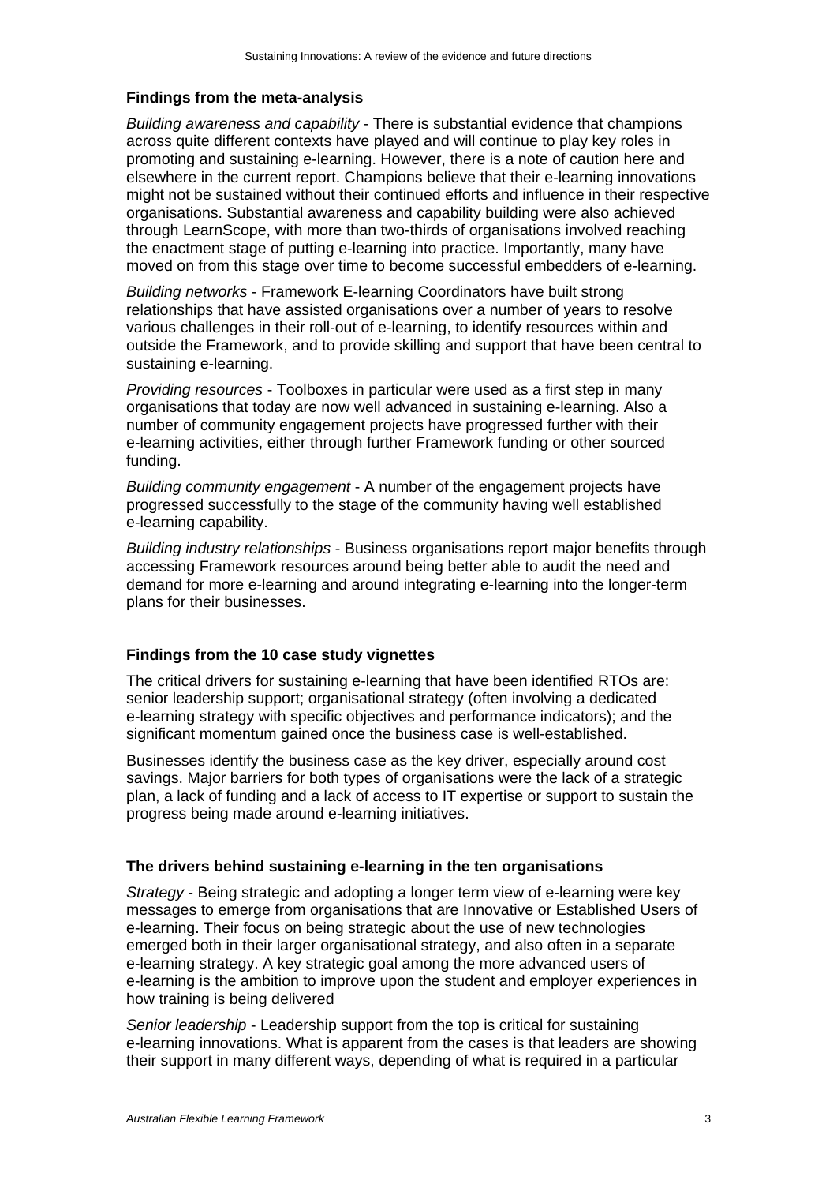### Findings from the meta-analysis

*Building awareness and capability* - There is substantial evidence that champions across quite different contexts have played and will continue to play key roles in promoting and sustaining e-learning. However, there is a note of caution here and elsewhere in the current report. Champions believe that their e-learning innovations might not be sustained without their continued efforts and influence in their respective organisations. Substantial awareness and capability building were also achieved through LearnScope, with more than two-thirds of organisations involved reaching the enactment stage of putting e-learning into practice. Importantly, many have moved on from this stage over time to become successful embedders of e-learning.

*Building networks* - Framework E-learning Coordinators have built strong relationships that have assisted organisations over a number of years to resolve various challenges in their roll-out of e-learning, to identify resources within and outside the Framework, and to provide skilling and support that have been central to sustaining e-learning.

*Providing resources* - Toolboxes in particular were used as a first step in many organisations that today are now well advanced in sustaining e-learning. Also a number of community engagement projects have progressed further with their e-learning activities, either through further Framework funding or other sourced funding.

*Building community engagement* - A number of the engagement projects have progressed successfully to the stage of the community having well established e-learning capability.

*Building industry relationships* - Business organisations report major benefits through accessing Framework resources around being better able to audit the need and demand for more e-learning and around integrating e-learning into the longer-term plans for their businesses.

### Findings from the 10 case study vignettes

The critical drivers for sustaining e-learning that have been identified RTOs are: senior leadership support; organisational strategy (often involving a dedicated e-learning strategy with specific objectives and performance indicators); and the significant momentum gained once the business case is well-established.

Businesses identify the business case as the key driver, especially around cost savings. Major barriers for both types of organisations were the lack of a strategic plan, a lack of funding and a lack of access to IT expertise or support to sustain the progress being made around e-learning initiatives.

### The drivers behind sustaining e-learning in the ten organisations

*Strategy* - Being strategic and adopting a longer term view of e-learning were key messages to emerge from organisations that are Innovative or Established Users of e-learning. Their focus on being strategic about the use of new technologies emerged both in their larger organisational strategy, and also often in a separate e-learning strategy. A key strategic goal among the more advanced users of e-learning is the ambition to improve upon the student and employer experiences in how training is being delivered

*Senior leadership* - Leadership support from the top is critical for sustaining e-learning innovations. What is apparent from the cases is that leaders are showing their support in many different ways, depending of what is required in a particular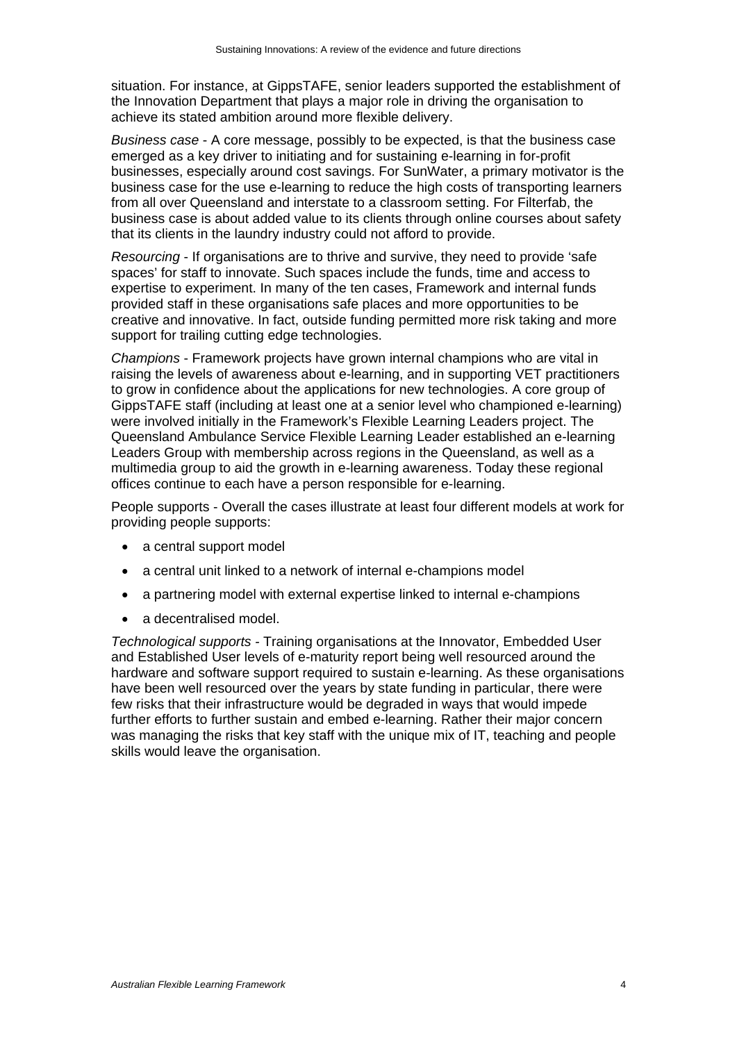situation. For instance, at GippsTAFE, senior leaders supported the establishment of the Innovation Department that plays a major role in driving the organisation to achieve its stated ambition around more flexible delivery.

*Business case* - A core message, possibly to be expected, is that the business case emerged as a key driver to initiating and for sustaining e-learning in for-profit businesses, especially around cost savings. For SunWater, a primary motivator is the business case for the use e-learning to reduce the high costs of transporting learners from all over Queensland and interstate to a classroom setting. For Filterfab, the business case is about added value to its clients through online courses about safety that its clients in the laundry industry could not afford to provide.

*Resourcing* - If organisations are to thrive and survive, they need to provide 'safe spaces' for staff to innovate. Such spaces include the funds, time and access to expertise to experiment. In many of the ten cases, Framework and internal funds provided staff in these organisations safe places and more opportunities to be creative and innovative. In fact, outside funding permitted more risk taking and more support for trailing cutting edge technologies.

*Champions* - Framework projects have grown internal champions who are vital in raising the levels of awareness about e-learning, and in supporting VET practitioners to grow in confidence about the applications for new technologies. A core group of GippsTAFE staff (including at least one at a senior level who championed e-learning) were involved initially in the Framework's Flexible Learning Leaders project. The Queensland Ambulance Service Flexible Learning Leader established an e-learning Leaders Group with membership across regions in the Queensland, as well as a multimedia group to aid the growth in e-learning awareness. Today these regional offices continue to each have a person responsible for e-learning.

People supports - Overall the cases illustrate at least four different models at work for providing people supports:

- a central support model
- a central unit linked to a network of internal e-champions model
- a partnering model with external expertise linked to internal e-champions
- a decentralised model.

*Technological supports* - Training organisations at the Innovator, Embedded User and Established User levels of e-maturity report being well resourced around the hardware and software support required to sustain e-learning. As these organisations have been well resourced over the years by state funding in particular, there were few risks that their infrastructure would be degraded in ways that would impede further efforts to further sustain and embed e-learning. Rather their major concern was managing the risks that key staff with the unique mix of IT, teaching and people skills would leave the organisation.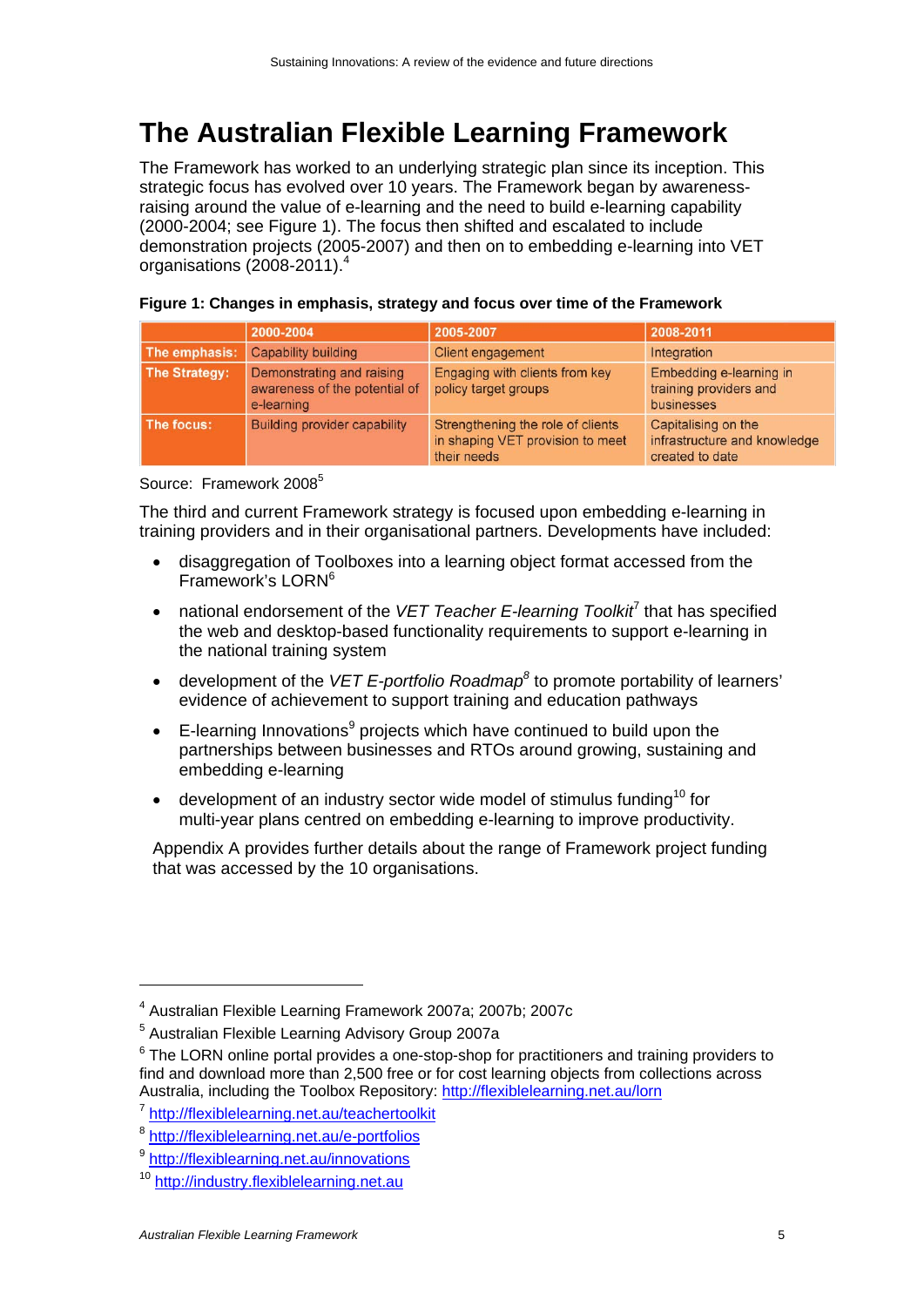# The Australian Flexible Learning Framework

The Framework has worked to an underlying strategic plan since its inception. This strategic focus has evolved over 10 years. The Framework began by awareness-raising around the value of e-learning and the need to build e-learning capability (2000-2004; see Figure 1). The focus then shifted and escalated to include demonstration projects (2005-2007) and then on to embedding e-learning into VET organisations (2008-2011).[4]

**Figure 1: Changes in emphasis, strategy and focus over time of the Framework**

| | 2000-2004 | 2005-2007 | 2008-2011 |
|---|---|---|---|
| The emphasis: | Capability building | Client engagement | Integration |
| The Strategy: | Demonstrating and raising awareness of the potential of e-learning | Engaging with clients from key policy target groups | Embedding e-learning in training providers and businesses |
| The focus: | Building provider capability | Strengthening the role of clients in shaping VET provision to meet their needs | Capitalising on the infrastructure and knowledge created to date |

Source: Framework 2008[5]

The third and current Framework strategy is focused upon embedding e-learning in training providers and in their organisational partners. Developments have included:

- disaggregation of Toolboxes into a learning object format accessed from the Framework's LORN[6]
- national endorsement of the *VET Teacher E-learning Toolkit*[7] that has specified the web and desktop-based functionality requirements to support e-learning in the national training system
- development of the *VET E-portfolio Roadmap*[8] to promote portability of learners' evidence of achievement to support training and education pathways
- E-learning Innovations[9] projects which have continued to build upon the partnerships between businesses and RTOs around growing, sustaining and embedding e-learning
- development of an industry sector wide model of stimulus funding[10] for multi-year plans centred on embedding e-learning to improve productivity.

Appendix A provides further details about the range of Framework project funding that was accessed by the 10 organisations.

---

[4] Australian Flexible Learning Framework 2007a; 2007b; 2007c

[5] Australian Flexible Learning Advisory Group 2007a

[6] The LORN online portal provides a one-stop-shop for practitioners and training providers to find and download more than 2,500 free or for cost learning objects from collections across Australia, including the Toolbox Repository: http://flexiblelearning.net.au/lorn

[7] http://flexiblelearning.net.au/teachertoolkit

[8] http://flexiblelearning.net.au/e-portfolios

[9] http://flexiblelearning.net.au/innovations

[10] http://industry.flexiblelearning.net.au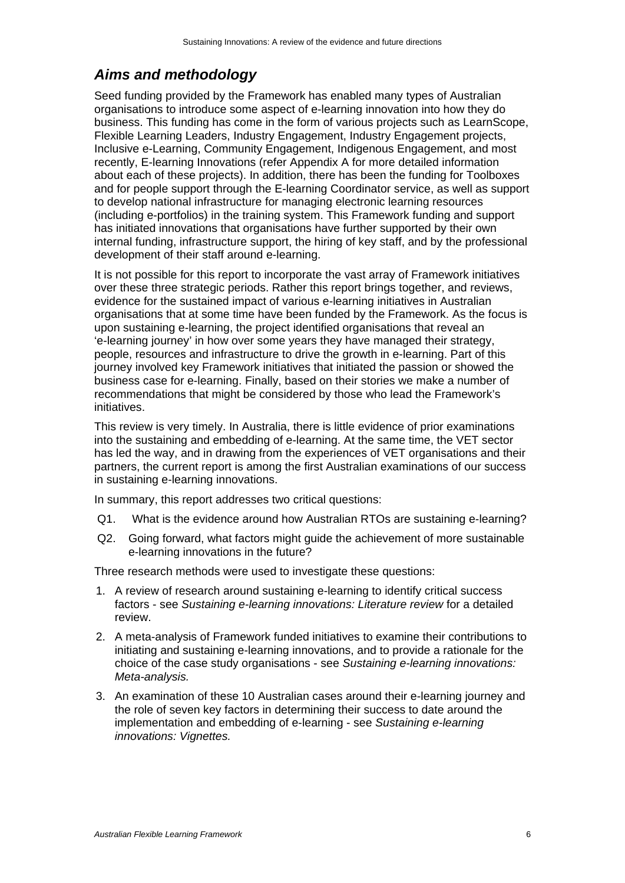## *Aims and methodology*

Seed funding provided by the Framework has enabled many types of Australian organisations to introduce some aspect of e-learning innovation into how they do business. This funding has come in the form of various projects such as LearnScope, Flexible Learning Leaders, Industry Engagement, Industry Engagement projects, Inclusive e-Learning, Community Engagement, Indigenous Engagement, and most recently, E-learning Innovations (refer Appendix A for more detailed information about each of these projects). In addition, there has been the funding for Toolboxes and for people support through the E-learning Coordinator service, as well as support to develop national infrastructure for managing electronic learning resources (including e-portfolios) in the training system. This Framework funding and support has initiated innovations that organisations have further supported by their own internal funding, infrastructure support, the hiring of key staff, and by the professional development of their staff around e-learning.

It is not possible for this report to incorporate the vast array of Framework initiatives over these three strategic periods. Rather this report brings together, and reviews, evidence for the sustained impact of various e-learning initiatives in Australian organisations that at some time have been funded by the Framework. As the focus is upon sustaining e-learning, the project identified organisations that reveal an 'e-learning journey' in how over some years they have managed their strategy, people, resources and infrastructure to drive the growth in e-learning. Part of this journey involved key Framework initiatives that initiated the passion or showed the business case for e-learning. Finally, based on their stories we make a number of recommendations that might be considered by those who lead the Framework's initiatives.

This review is very timely. In Australia, there is little evidence of prior examinations into the sustaining and embedding of e-learning. At the same time, the VET sector has led the way, and in drawing from the experiences of VET organisations and their partners, the current report is among the first Australian examinations of our success in sustaining e-learning innovations.

In summary, this report addresses two critical questions:

- Q1. What is the evidence around how Australian RTOs are sustaining e-learning?
- Q2. Going forward, what factors might guide the achievement of more sustainable e-learning innovations in the future?

Three research methods were used to investigate these questions:

1. A review of research around sustaining e-learning to identify critical success factors - see *Sustaining e-learning innovations: Literature review* for a detailed review.
2. A meta-analysis of Framework funded initiatives to examine their contributions to initiating and sustaining e-learning innovations, and to provide a rationale for the choice of the case study organisations - see *Sustaining e-learning innovations: Meta-analysis.*
3. An examination of these 10 Australian cases around their e-learning journey and the role of seven key factors in determining their success to date around the implementation and embedding of e-learning - see *Sustaining e-learning innovations: Vignettes.*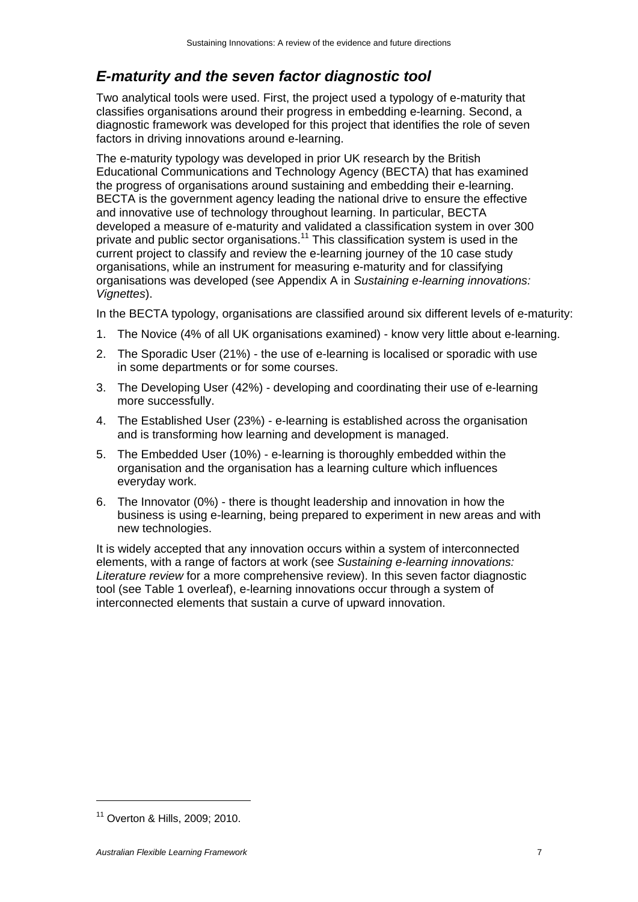## *E-maturity and the seven factor diagnostic tool*

Two analytical tools were used. First, the project used a typology of e-maturity that classifies organisations around their progress in embedding e-learning. Second, a diagnostic framework was developed for this project that identifies the role of seven factors in driving innovations around e-learning.

The e-maturity typology was developed in prior UK research by the British Educational Communications and Technology Agency (BECTA) that has examined the progress of organisations around sustaining and embedding their e-learning. BECTA is the government agency leading the national drive to ensure the effective and innovative use of technology throughout learning. In particular, BECTA developed a measure of e-maturity and validated a classification system in over 300 private and public sector organisations.[11] This classification system is used in the current project to classify and review the e-learning journey of the 10 case study organisations, while an instrument for measuring e-maturity and for classifying organisations was developed (see Appendix A in *Sustaining e-learning innovations: Vignettes*).

In the BECTA typology, organisations are classified around six different levels of e-maturity:

1. The Novice (4% of all UK organisations examined) - know very little about e-learning.
2. The Sporadic User (21%) - the use of e-learning is localised or sporadic with use in some departments or for some courses.
3. The Developing User (42%) - developing and coordinating their use of e-learning more successfully.
4. The Established User (23%) - e-learning is established across the organisation and is transforming how learning and development is managed.
5. The Embedded User (10%) - e-learning is thoroughly embedded within the organisation and the organisation has a learning culture which influences everyday work.
6. The Innovator (0%) - there is thought leadership and innovation in how the business is using e-learning, being prepared to experiment in new areas and with new technologies.

It is widely accepted that any innovation occurs within a system of interconnected elements, with a range of factors at work (see *Sustaining e-learning innovations: Literature review* for a more comprehensive review). In this seven factor diagnostic tool (see Table 1 overleaf), e-learning innovations occur through a system of interconnected elements that sustain a curve of upward innovation.

---

[11] Overton & Hills, 2009; 2010.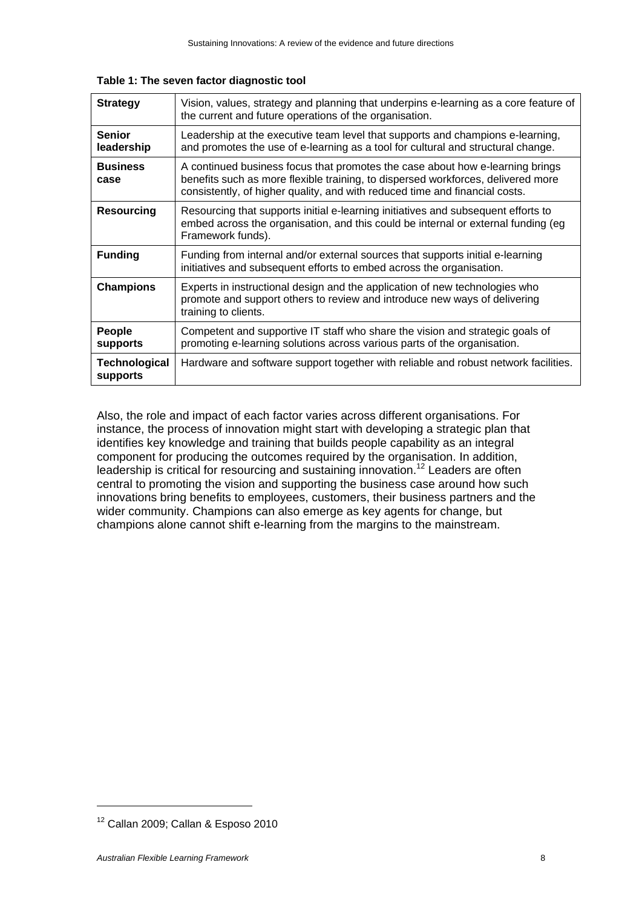**Table 1: The seven factor diagnostic tool**

| | |
|---|---|
| **Strategy** | Vision, values, strategy and planning that underpins e-learning as a core feature of the current and future operations of the organisation. |
| **Senior leadership** | Leadership at the executive team level that supports and champions e-learning, and promotes the use of e-learning as a tool for cultural and structural change. |
| **Business case** | A continued business focus that promotes the case about how e-learning brings benefits such as more flexible training, to dispersed workforces, delivered more consistently, of higher quality, and with reduced time and financial costs. |
| **Resourcing** | Resourcing that supports initial e-learning initiatives and subsequent efforts to embed across the organisation, and this could be internal or external funding (eg Framework funds). |
| **Funding** | Funding from internal and/or external sources that supports initial e-learning initiatives and subsequent efforts to embed across the organisation. |
| **Champions** | Experts in instructional design and the application of new technologies who promote and support others to review and introduce new ways of delivering training to clients. |
| **People supports** | Competent and supportive IT staff who share the vision and strategic goals of promoting e-learning solutions across various parts of the organisation. |
| **Technological supports** | Hardware and software support together with reliable and robust network facilities. |

Also, the role and impact of each factor varies across different organisations. For instance, the process of innovation might start with developing a strategic plan that identifies key knowledge and training that builds people capability as an integral component for producing the outcomes required by the organisation. In addition, leadership is critical for resourcing and sustaining innovation.[12] Leaders are often central to promoting the vision and supporting the business case around how such innovations bring benefits to employees, customers, their business partners and the wider community. Champions can also emerge as key agents for change, but champions alone cannot shift e-learning from the margins to the mainstream.

[12] Callan 2009; Callan & Esposo 2010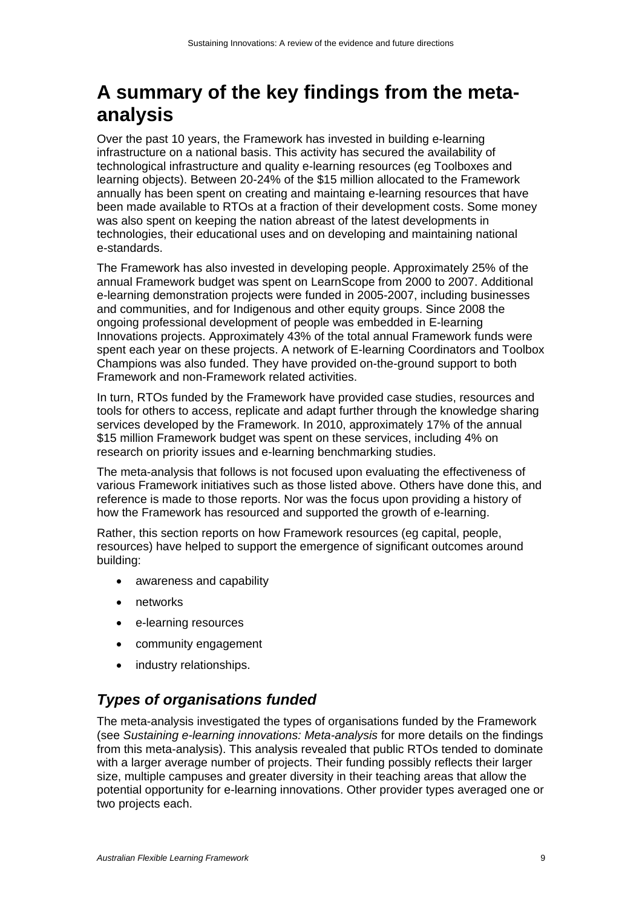# A summary of the key findings from the meta-analysis

Over the past 10 years, the Framework has invested in building e-learning infrastructure on a national basis. This activity has secured the availability of technological infrastructure and quality e-learning resources (eg Toolboxes and learning objects). Between 20-24% of the $15 million allocated to the Framework annually has been spent on creating and maintaining e-learning resources that have been made available to RTOs at a fraction of their development costs. Some money was also spent on keeping the nation abreast of the latest developments in technologies, their educational uses and on developing and maintaining national e-standards.

The Framework has also invested in developing people. Approximately 25% of the annual Framework budget was spent on LearnScope from 2000 to 2007. Additional e-learning demonstration projects were funded in 2005-2007, including businesses and communities, and for Indigenous and other equity groups. Since 2008 the ongoing professional development of people was embedded in E-learning Innovations projects. Approximately 43% of the total annual Framework funds were spent each year on these projects. A network of E-learning Coordinators and Toolbox Champions was also funded. They have provided on-the-ground support to both Framework and non-Framework related activities.

In turn, RTOs funded by the Framework have provided case studies, resources and tools for others to access, replicate and adapt further through the knowledge sharing services developed by the Framework. In 2010, approximately 17% of the annual $15 million Framework budget was spent on these services, including 4% on research on priority issues and e-learning benchmarking studies.

The meta-analysis that follows is not focused upon evaluating the effectiveness of various Framework initiatives such as those listed above. Others have done this, and reference is made to those reports. Nor was the focus upon providing a history of how the Framework has resourced and supported the growth of e-learning.

Rather, this section reports on how Framework resources (eg capital, people, resources) have helped to support the emergence of significant outcomes around building:

- awareness and capability
- networks
- e-learning resources
- community engagement
- industry relationships.

## *Types of organisations funded*

The meta-analysis investigated the types of organisations funded by the Framework (see *Sustaining e-learning innovations: Meta-analysis* for more details on the findings from this meta-analysis). This analysis revealed that public RTOs tended to dominate with a larger average number of projects. Their funding possibly reflects their larger size, multiple campuses and greater diversity in their teaching areas that allow the potential opportunity for e-learning innovations. Other provider types averaged one or two projects each.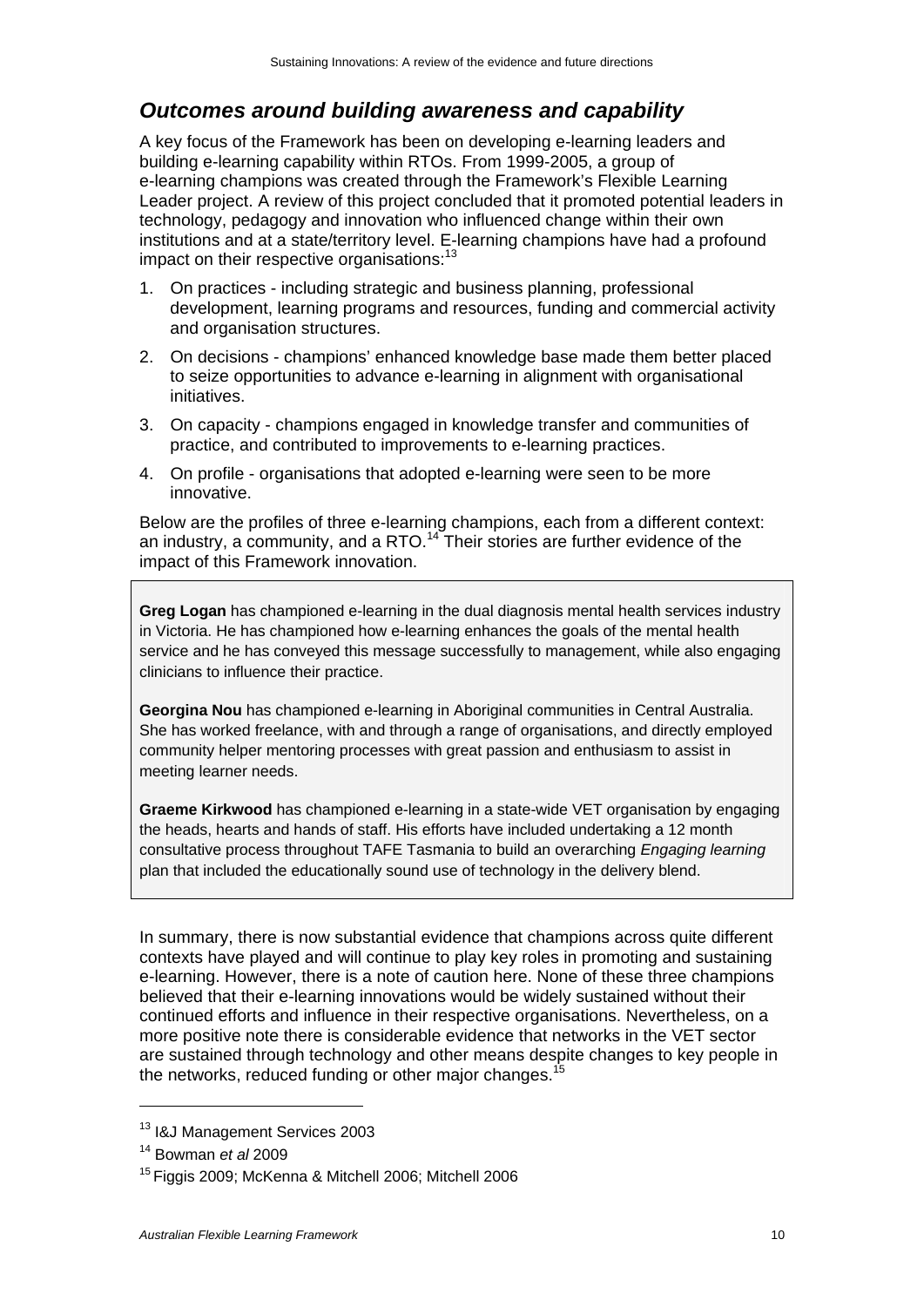## *Outcomes around building awareness and capability*

A key focus of the Framework has been on developing e-learning leaders and building e-learning capability within RTOs. From 1999-2005, a group of e-learning champions was created through the Framework's Flexible Learning Leader project. A review of this project concluded that it promoted potential leaders in technology, pedagogy and innovation who influenced change within their own institutions and at a state/territory level. E-learning champions have had a profound impact on their respective organisations:[13]

1. On practices - including strategic and business planning, professional development, learning programs and resources, funding and commercial activity and organisation structures.
2. On decisions - champions' enhanced knowledge base made them better placed to seize opportunities to advance e-learning in alignment with organisational initiatives.
3. On capacity - champions engaged in knowledge transfer and communities of practice, and contributed to improvements to e-learning practices.
4. On profile - organisations that adopted e-learning were seen to be more innovative.

Below are the profiles of three e-learning champions, each from a different context: an industry, a community, and a RTO.[14] Their stories are further evidence of the impact of this Framework innovation.

> **Greg Logan** has championed e-learning in the dual diagnosis mental health services industry in Victoria. He has championed how e-learning enhances the goals of the mental health service and he has conveyed this message successfully to management, while also engaging clinicians to influence their practice.
>
> **Georgina Nou** has championed e-learning in Aboriginal communities in Central Australia. She has worked freelance, with and through a range of organisations, and directly employed community helper mentoring processes with great passion and enthusiasm to assist in meeting learner needs.
>
> **Graeme Kirkwood** has championed e-learning in a state-wide VET organisation by engaging the heads, hearts and hands of staff. His efforts have included undertaking a 12 month consultative process throughout TAFE Tasmania to build an overarching *Engaging learning* plan that included the educationally sound use of technology in the delivery blend.

In summary, there is now substantial evidence that champions across quite different contexts have played and will continue to play key roles in promoting and sustaining e-learning. However, there is a note of caution here. None of these three champions believed that their e-learning innovations would be widely sustained without their continued efforts and influence in their respective organisations. Nevertheless, on a more positive note there is considerable evidence that networks in the VET sector are sustained through technology and other means despite changes to key people in the networks, reduced funding or other major changes.[15]

---

[13] I&J Management Services 2003

[14] Bowman *et al* 2009

[15] Figgis 2009; McKenna & Mitchell 2006; Mitchell 2006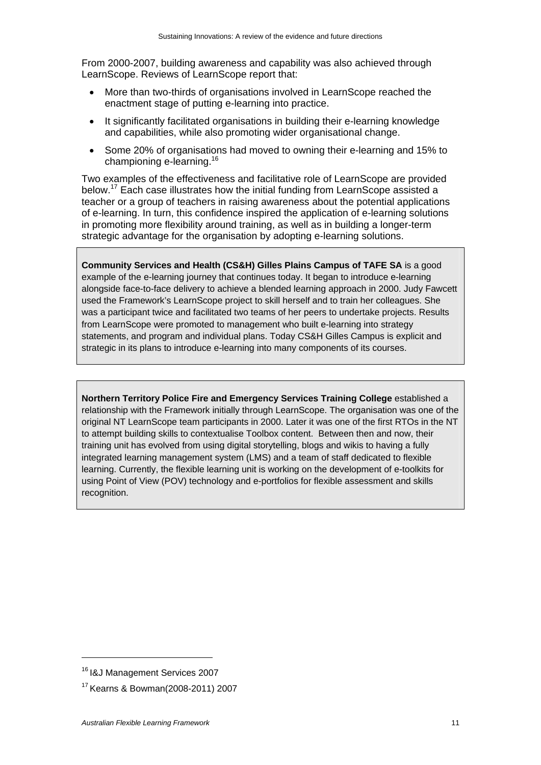From 2000-2007, building awareness and capability was also achieved through LearnScope. Reviews of LearnScope report that:

- More than two-thirds of organisations involved in LearnScope reached the enactment stage of putting e-learning into practice.
- It significantly facilitated organisations in building their e-learning knowledge and capabilities, while also promoting wider organisational change.
- Some 20% of organisations had moved to owning their e-learning and 15% to championing e-learning.[16]

Two examples of the effectiveness and facilitative role of LearnScope are provided below.[17] Each case illustrates how the initial funding from LearnScope assisted a teacher or a group of teachers in raising awareness about the potential applications of e-learning. In turn, this confidence inspired the application of e-learning solutions in promoting more flexibility around training, as well as in building a longer-term strategic advantage for the organisation by adopting e-learning solutions.

> **Community Services and Health (CS&H) Gilles Plains Campus of TAFE SA** is a good example of the e-learning journey that continues today. It began to introduce e-learning alongside face-to-face delivery to achieve a blended learning approach in 2000. Judy Fawcett used the Framework's LearnScope project to skill herself and to train her colleagues. She was a participant twice and facilitated two teams of her peers to undertake projects. Results from LearnScope were promoted to management who built e-learning into strategy statements, and program and individual plans. Today CS&H Gilles Campus is explicit and strategic in its plans to introduce e-learning into many components of its courses.

> **Northern Territory Police Fire and Emergency Services Training College** established a relationship with the Framework initially through LearnScope. The organisation was one of the original NT LearnScope team participants in 2000. Later it was one of the first RTOs in the NT to attempt building skills to contextualise Toolbox content. Between then and now, their training unit has evolved from using digital storytelling, blogs and wikis to having a fully integrated learning management system (LMS) and a team of staff dedicated to flexible learning. Currently, the flexible learning unit is working on the development of e-toolkits for using Point of View (POV) technology and e-portfolios for flexible assessment and skills recognition.

---

[16] I&J Management Services 2007

[17] Kearns & Bowman(2008-2011) 2007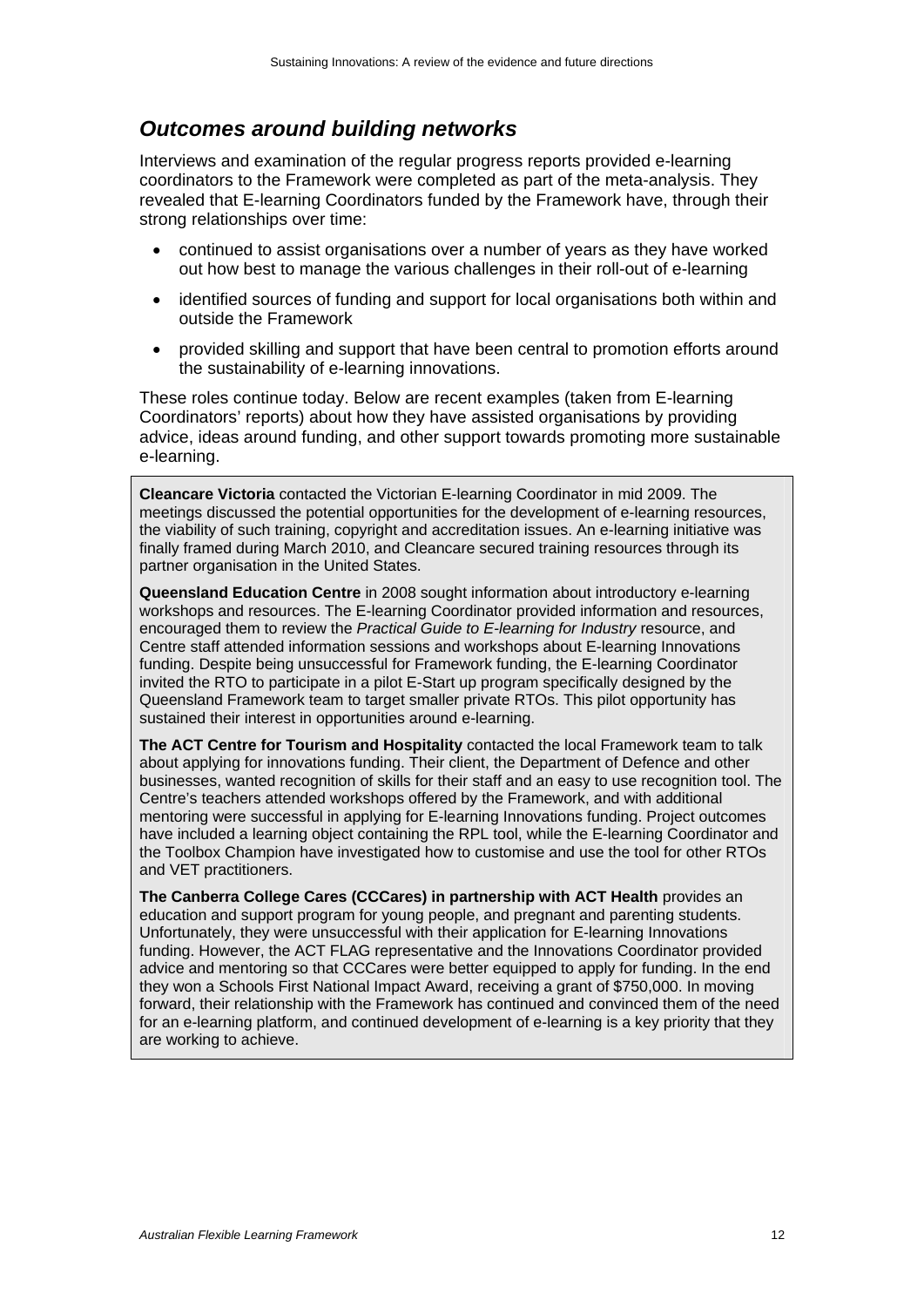## *Outcomes around building networks*

Interviews and examination of the regular progress reports provided e-learning coordinators to the Framework were completed as part of the meta-analysis. They revealed that E-learning Coordinators funded by the Framework have, through their strong relationships over time:

- continued to assist organisations over a number of years as they have worked out how best to manage the various challenges in their roll-out of e-learning
- identified sources of funding and support for local organisations both within and outside the Framework
- provided skilling and support that have been central to promotion efforts around the sustainability of e-learning innovations.

These roles continue today. Below are recent examples (taken from E-learning Coordinators' reports) about how they have assisted organisations by providing advice, ideas around funding, and other support towards promoting more sustainable e-learning.

**Cleancare Victoria** contacted the Victorian E-learning Coordinator in mid 2009. The meetings discussed the potential opportunities for the development of e-learning resources, the viability of such training, copyright and accreditation issues. An e-learning initiative was finally framed during March 2010, and Cleancare secured training resources through its partner organisation in the United States.

**Queensland Education Centre** in 2008 sought information about introductory e-learning workshops and resources. The E-learning Coordinator provided information and resources, encouraged them to review the *Practical Guide to E-learning for Industry* resource, and Centre staff attended information sessions and workshops about E-learning Innovations funding. Despite being unsuccessful for Framework funding, the E-learning Coordinator invited the RTO to participate in a pilot E-Start up program specifically designed by the Queensland Framework team to target smaller private RTOs. This pilot opportunity has sustained their interest in opportunities around e-learning.

**The ACT Centre for Tourism and Hospitality** contacted the local Framework team to talk about applying for innovations funding. Their client, the Department of Defence and other businesses, wanted recognition of skills for their staff and an easy to use recognition tool. The Centre's teachers attended workshops offered by the Framework, and with additional mentoring were successful in applying for E-learning Innovations funding. Project outcomes have included a learning object containing the RPL tool, while the E-learning Coordinator and the Toolbox Champion have investigated how to customise and use the tool for other RTOs and VET practitioners.

**The Canberra College Cares (CCCares) in partnership with ACT Health** provides an education and support program for young people, and pregnant and parenting students. Unfortunately, they were unsuccessful with their application for E-learning Innovations funding. However, the ACT FLAG representative and the Innovations Coordinator provided advice and mentoring so that CCCares were better equipped to apply for funding. In the end they won a Schools First National Impact Award, receiving a grant of $750,000. In moving forward, their relationship with the Framework has continued and convinced them of the need for an e-learning platform, and continued development of e-learning is a key priority that they are working to achieve.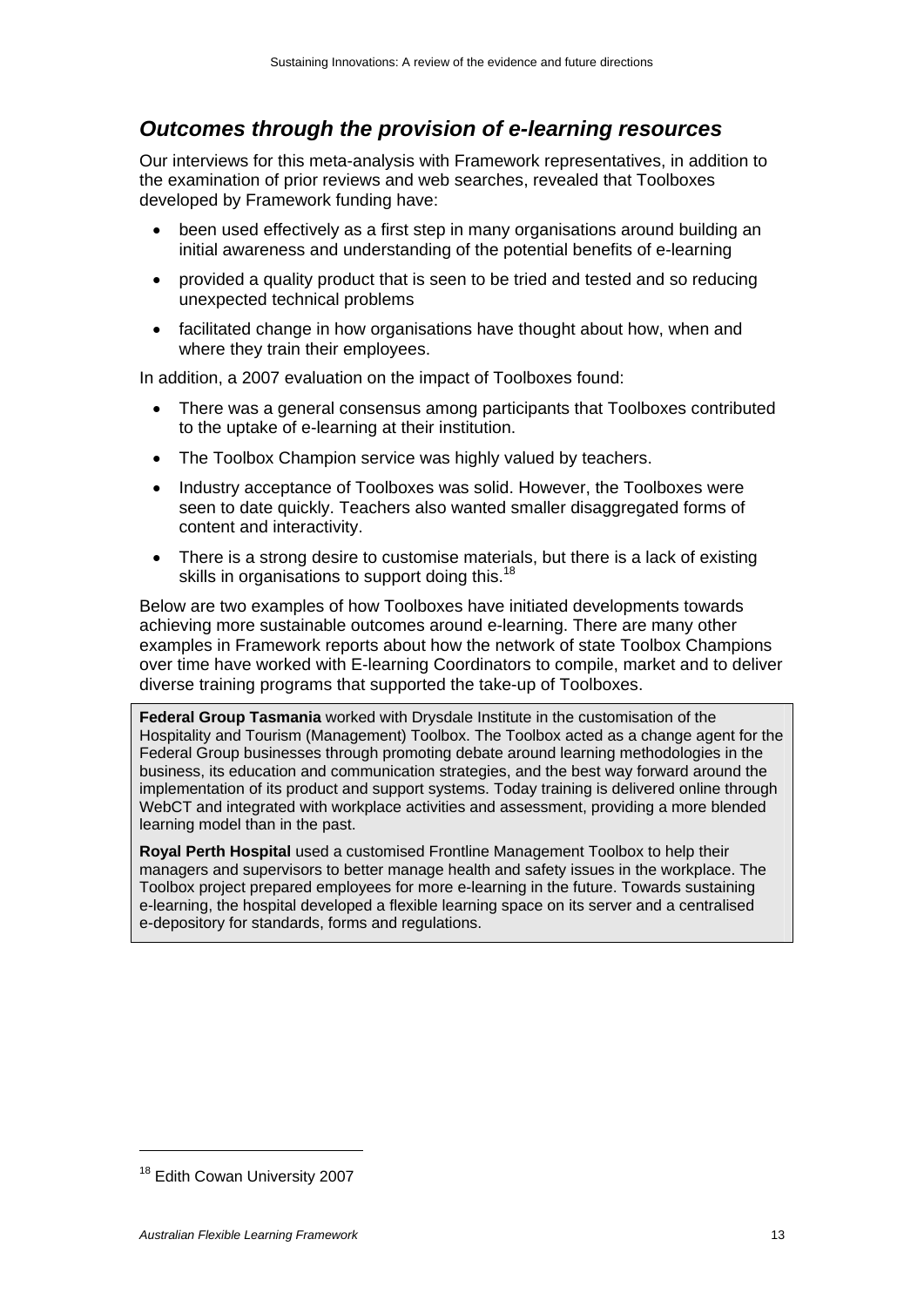## *Outcomes through the provision of e-learning resources*

Our interviews for this meta-analysis with Framework representatives, in addition to the examination of prior reviews and web searches, revealed that Toolboxes developed by Framework funding have:

- been used effectively as a first step in many organisations around building an initial awareness and understanding of the potential benefits of e-learning
- provided a quality product that is seen to be tried and tested and so reducing unexpected technical problems
- facilitated change in how organisations have thought about how, when and where they train their employees.

In addition, a 2007 evaluation on the impact of Toolboxes found:

- There was a general consensus among participants that Toolboxes contributed to the uptake of e-learning at their institution.
- The Toolbox Champion service was highly valued by teachers.
- Industry acceptance of Toolboxes was solid. However, the Toolboxes were seen to date quickly. Teachers also wanted smaller disaggregated forms of content and interactivity.
- There is a strong desire to customise materials, but there is a lack of existing skills in organisations to support doing this.[18]

Below are two examples of how Toolboxes have initiated developments towards achieving more sustainable outcomes around e-learning. There are many other examples in Framework reports about how the network of state Toolbox Champions over time have worked with E-learning Coordinators to compile, market and to deliver diverse training programs that supported the take-up of Toolboxes.

**Federal Group Tasmania** worked with Drysdale Institute in the customisation of the Hospitality and Tourism (Management) Toolbox. The Toolbox acted as a change agent for the Federal Group businesses through promoting debate around learning methodologies in the business, its education and communication strategies, and the best way forward around the implementation of its product and support systems. Today training is delivered online through WebCT and integrated with workplace activities and assessment, providing a more blended learning model than in the past.

**Royal Perth Hospital** used a customised Frontline Management Toolbox to help their managers and supervisors to better manage health and safety issues in the workplace. The Toolbox project prepared employees for more e-learning in the future. Towards sustaining e-learning, the hospital developed a flexible learning space on its server and a centralised e-depository for standards, forms and regulations.

---

[18] Edith Cowan University 2007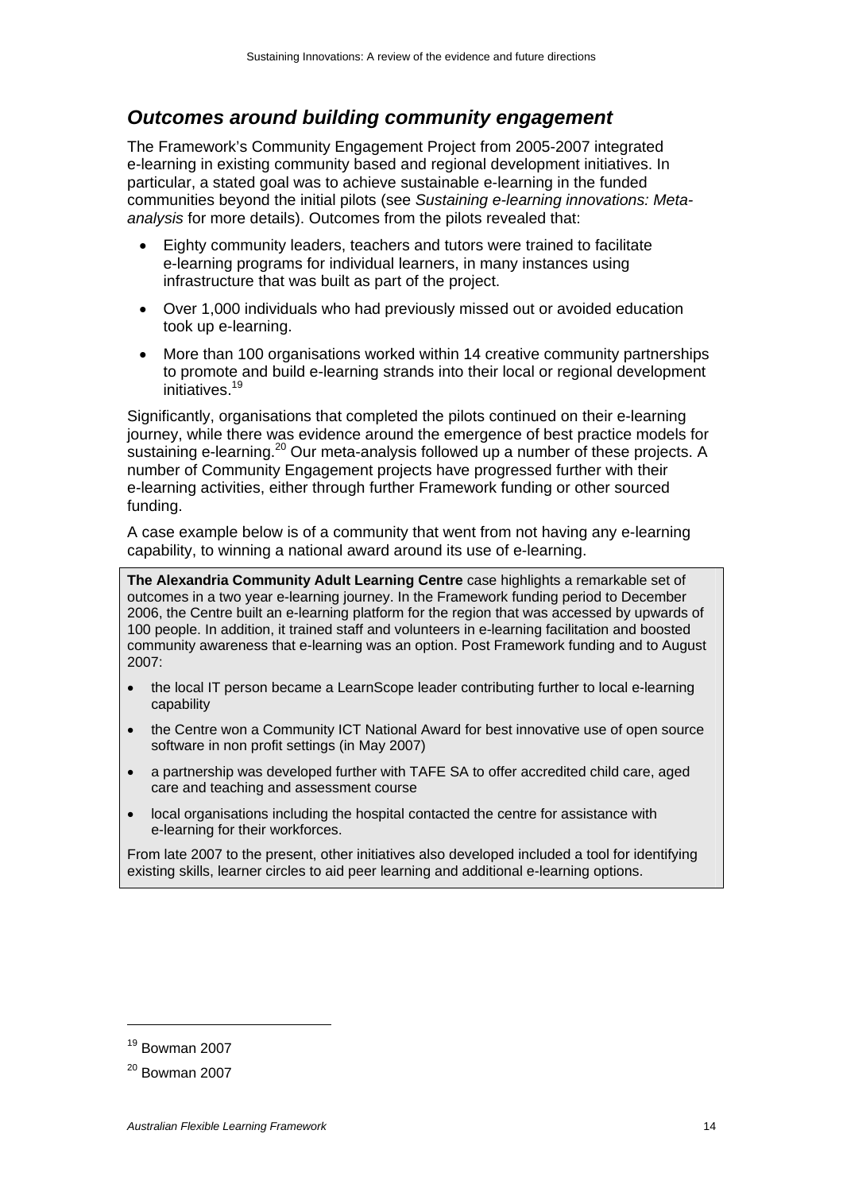## *Outcomes around building community engagement*

The Framework's Community Engagement Project from 2005-2007 integrated e-learning in existing community based and regional development initiatives. In particular, a stated goal was to achieve sustainable e-learning in the funded communities beyond the initial pilots (see *Sustaining e-learning innovations: Meta-analysis* for more details). Outcomes from the pilots revealed that:

- Eighty community leaders, teachers and tutors were trained to facilitate e-learning programs for individual learners, in many instances using infrastructure that was built as part of the project.
- Over 1,000 individuals who had previously missed out or avoided education took up e-learning.
- More than 100 organisations worked within 14 creative community partnerships to promote and build e-learning strands into their local or regional development initiatives.[19]

Significantly, organisations that completed the pilots continued on their e-learning journey, while there was evidence around the emergence of best practice models for sustaining e-learning.[20] Our meta-analysis followed up a number of these projects. A number of Community Engagement projects have progressed further with their e-learning activities, either through further Framework funding or other sourced funding.

A case example below is of a community that went from not having any e-learning capability, to winning a national award around its use of e-learning.

> **The Alexandria Community Adult Learning Centre** case highlights a remarkable set of outcomes in a two year e-learning journey. In the Framework funding period to December 2006, the Centre built an e-learning platform for the region that was accessed by upwards of 100 people. In addition, it trained staff and volunteers in e-learning facilitation and boosted community awareness that e-learning was an option. Post Framework funding and to August 2007:
>
> - the local IT person became a LearnScope leader contributing further to local e-learning capability
> - the Centre won a Community ICT National Award for best innovative use of open source software in non profit settings (in May 2007)
> - a partnership was developed further with TAFE SA to offer accredited child care, aged care and teaching and assessment course
> - local organisations including the hospital contacted the centre for assistance with e-learning for their workforces.
>
> From late 2007 to the present, other initiatives also developed included a tool for identifying existing skills, learner circles to aid peer learning and additional e-learning options.

---

[19] Bowman 2007

[20] Bowman 2007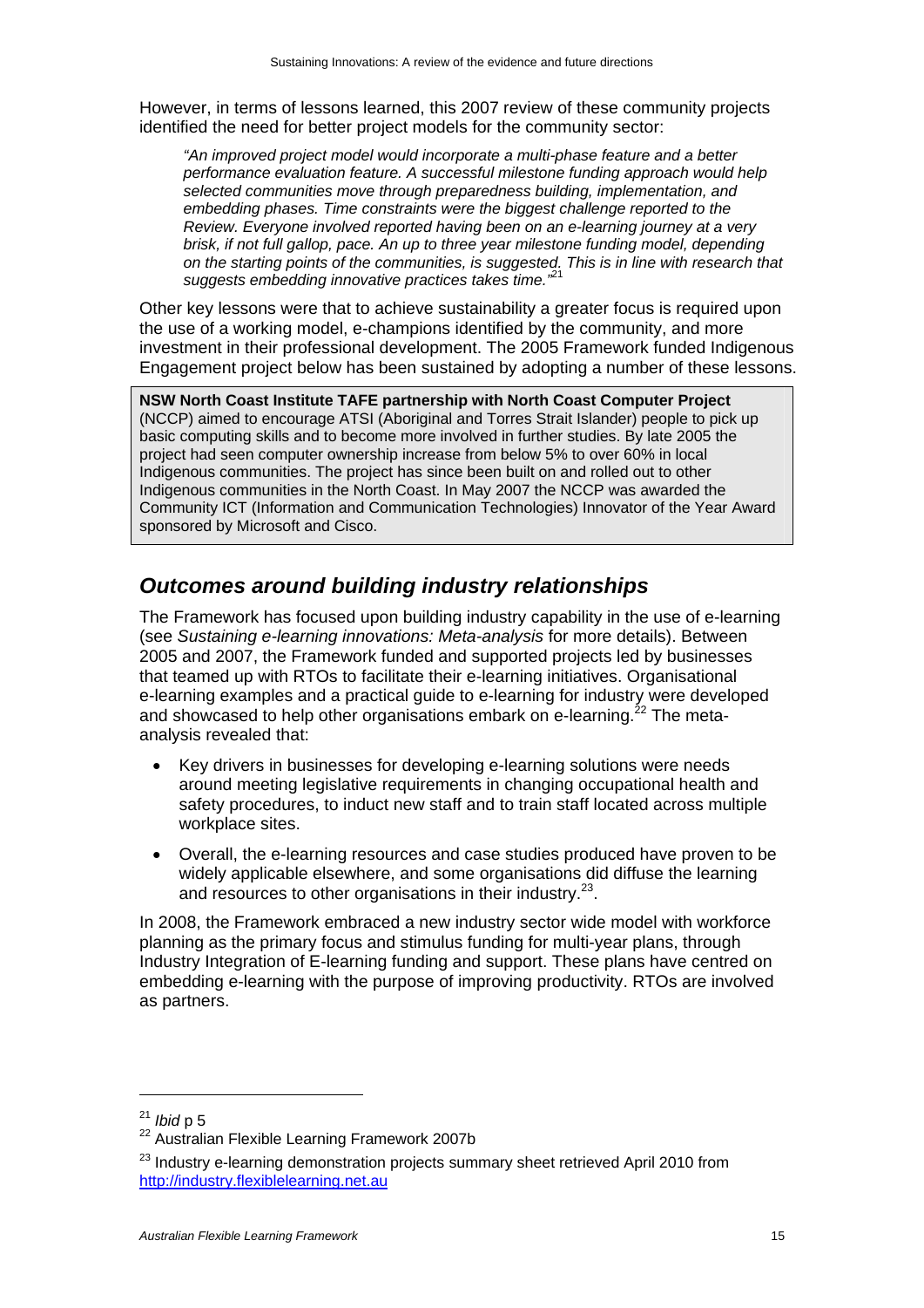However, in terms of lessons learned, this 2007 review of these community projects identified the need for better project models for the community sector:

> *"An improved project model would incorporate a multi-phase feature and a better performance evaluation feature. A successful milestone funding approach would help selected communities move through preparedness building, implementation, and embedding phases. Time constraints were the biggest challenge reported to the Review. Everyone involved reported having been on an e-learning journey at a very brisk, if not full gallop, pace. An up to three year milestone funding model, depending on the starting points of the communities, is suggested. This is in line with research that suggests embedding innovative practices takes time."*[21]

Other key lessons were that to achieve sustainability a greater focus is required upon the use of a working model, e-champions identified by the community, and more investment in their professional development. The 2005 Framework funded Indigenous Engagement project below has been sustained by adopting a number of these lessons.

**NSW North Coast Institute TAFE partnership with North Coast Computer Project** (NCCP) aimed to encourage ATSI (Aboriginal and Torres Strait Islander) people to pick up basic computing skills and to become more involved in further studies. By late 2005 the project had seen computer ownership increase from below 5% to over 60% in local Indigenous communities. The project has since been built on and rolled out to other Indigenous communities in the North Coast. In May 2007 the NCCP was awarded the Community ICT (Information and Communication Technologies) Innovator of the Year Award sponsored by Microsoft and Cisco.

## *Outcomes around building industry relationships*

The Framework has focused upon building industry capability in the use of e-learning (see *Sustaining e-learning innovations: Meta-analysis* for more details). Between 2005 and 2007, the Framework funded and supported projects led by businesses that teamed up with RTOs to facilitate their e-learning initiatives. Organisational e-learning examples and a practical guide to e-learning for industry were developed and showcased to help other organisations embark on e-learning.[22] The meta-analysis revealed that:

- Key drivers in businesses for developing e-learning solutions were needs around meeting legislative requirements in changing occupational health and safety procedures, to induct new staff and to train staff located across multiple workplace sites.
- Overall, the e-learning resources and case studies produced have proven to be widely applicable elsewhere, and some organisations did diffuse the learning and resources to other organisations in their industry.[23].

In 2008, the Framework embraced a new industry sector wide model with workforce planning as the primary focus and stimulus funding for multi-year plans, through Industry Integration of E-learning funding and support. These plans have centred on embedding e-learning with the purpose of improving productivity. RTOs are involved as partners.

---

[21] *Ibid* p 5

[22] Australian Flexible Learning Framework 2007b

[23] Industry e-learning demonstration projects summary sheet retrieved April 2010 from http://industry.flexiblelearning.net.au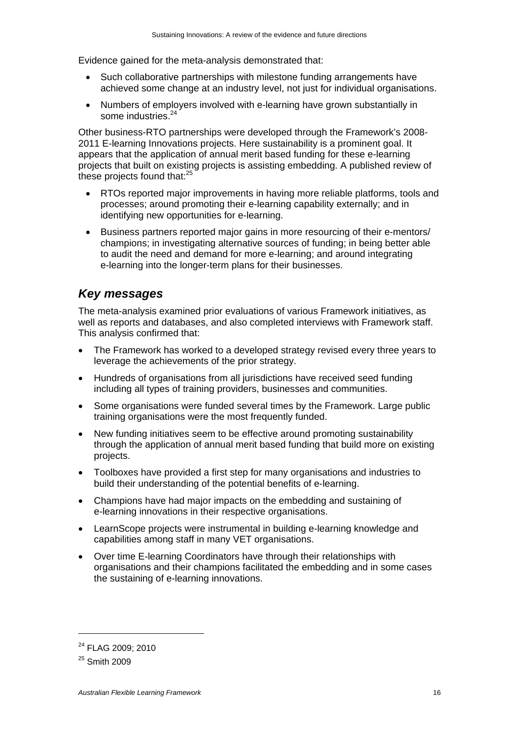Evidence gained for the meta-analysis demonstrated that:

- Such collaborative partnerships with milestone funding arrangements have achieved some change at an industry level, not just for individual organisations.
- Numbers of employers involved with e-learning have grown substantially in some industries.[24]

Other business-RTO partnerships were developed through the Framework's 2008-2011 E-learning Innovations projects. Here sustainability is a prominent goal. It appears that the application of annual merit based funding for these e-learning projects that built on existing projects is assisting embedding. A published review of these projects found that:[25]

- RTOs reported major improvements in having more reliable platforms, tools and processes; around promoting their e-learning capability externally; and in identifying new opportunities for e-learning.
- Business partners reported major gains in more resourcing of their e-mentors/ champions; in investigating alternative sources of funding; in being better able to audit the need and demand for more e-learning; and around integrating e-learning into the longer-term plans for their businesses.

## *Key messages*

The meta-analysis examined prior evaluations of various Framework initiatives, as well as reports and databases, and also completed interviews with Framework staff. This analysis confirmed that:

- The Framework has worked to a developed strategy revised every three years to leverage the achievements of the prior strategy.
- Hundreds of organisations from all jurisdictions have received seed funding including all types of training providers, businesses and communities.
- Some organisations were funded several times by the Framework. Large public training organisations were the most frequently funded.
- New funding initiatives seem to be effective around promoting sustainability through the application of annual merit based funding that build more on existing projects.
- Toolboxes have provided a first step for many organisations and industries to build their understanding of the potential benefits of e-learning.
- Champions have had major impacts on the embedding and sustaining of e-learning innovations in their respective organisations.
- LearnScope projects were instrumental in building e-learning knowledge and capabilities among staff in many VET organisations.
- Over time E-learning Coordinators have through their relationships with organisations and their champions facilitated the embedding and in some cases the sustaining of e-learning innovations.

---

[24] FLAG 2009; 2010

[25] Smith 2009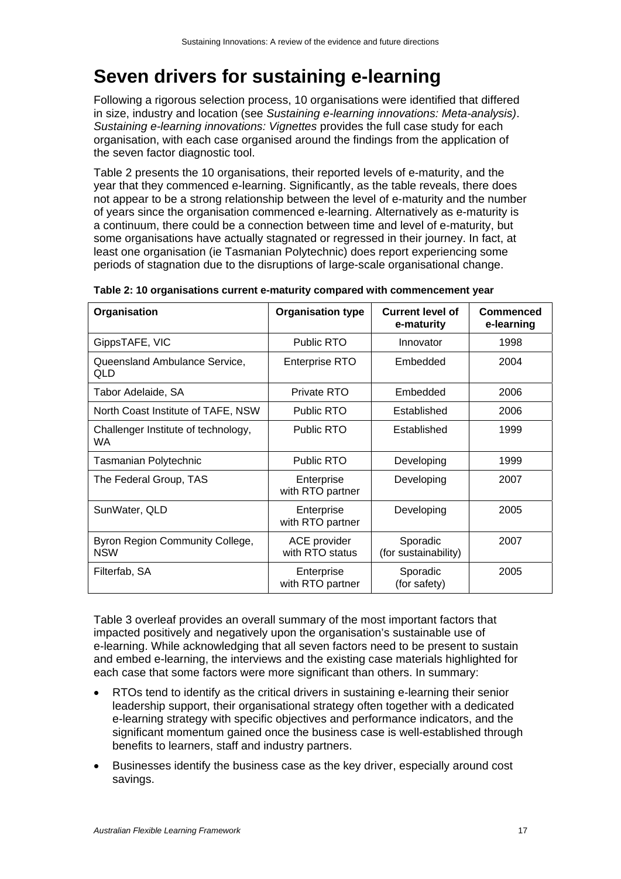# Seven drivers for sustaining e-learning

Following a rigorous selection process, 10 organisations were identified that differed in size, industry and location (see *Sustaining e-learning innovations: Meta-analysis)*. *Sustaining e-learning innovations: Vignettes* provides the full case study for each organisation, with each case organised around the findings from the application of the seven factor diagnostic tool.

Table 2 presents the 10 organisations, their reported levels of e-maturity, and the year that they commenced e-learning. Significantly, as the table reveals, there does not appear to be a strong relationship between the level of e-maturity and the number of years since the organisation commenced e-learning. Alternatively as e-maturity is a continuum, there could be a connection between time and level of e-maturity, but some organisations have actually stagnated or regressed in their journey. In fact, at least one organisation (ie Tasmanian Polytechnic) does report experiencing some periods of stagnation due to the disruptions of large-scale organisational change.

**Table 2: 10 organisations current e-maturity compared with commencement year**

| Organisation | Organisation type | Current level of e-maturity | Commenced e-learning |
|---|---|---|---|
| GippsTAFE, VIC | Public RTO | Innovator | 1998 |
| Queensland Ambulance Service, QLD | Enterprise RTO | Embedded | 2004 |
| Tabor Adelaide, SA | Private RTO | Embedded | 2006 |
| North Coast Institute of TAFE, NSW | Public RTO | Established | 2006 |
| Challenger Institute of technology, WA | Public RTO | Established | 1999 |
| Tasmanian Polytechnic | Public RTO | Developing | 1999 |
| The Federal Group, TAS | Enterprise with RTO partner | Developing | 2007 |
| SunWater, QLD | Enterprise with RTO partner | Developing | 2005 |
| Byron Region Community College, NSW | ACE provider with RTO status | Sporadic (for sustainability) | 2007 |
| Filterfab, SA | Enterprise with RTO partner | Sporadic (for safety) | 2005 |

Table 3 overleaf provides an overall summary of the most important factors that impacted positively and negatively upon the organisation's sustainable use of e-learning. While acknowledging that all seven factors need to be present to sustain and embed e-learning, the interviews and the existing case materials highlighted for each case that some factors were more significant than others. In summary:

- RTOs tend to identify as the critical drivers in sustaining e-learning their senior leadership support, their organisational strategy often together with a dedicated e-learning strategy with specific objectives and performance indicators, and the significant momentum gained once the business case is well-established through benefits to learners, staff and industry partners.
- Businesses identify the business case as the key driver, especially around cost savings.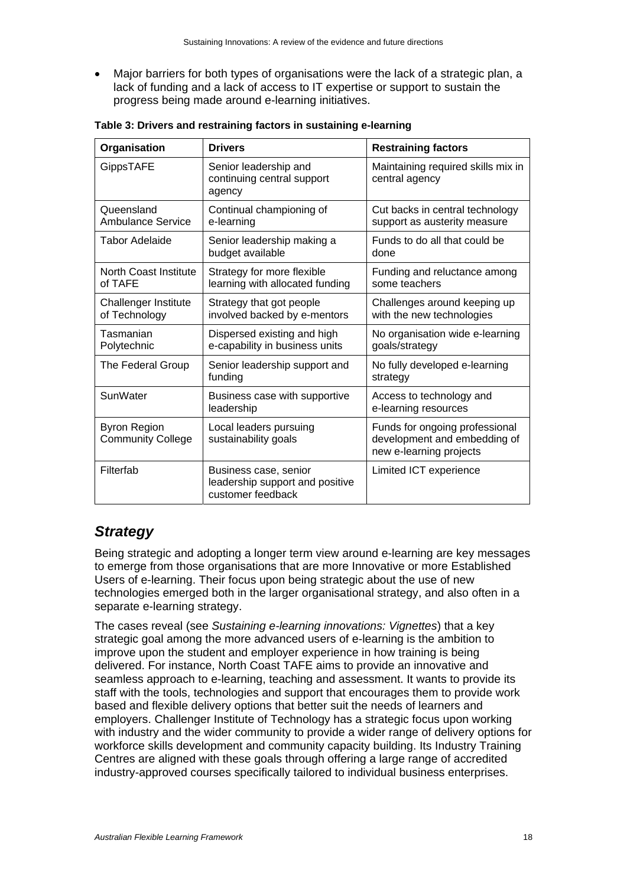- Major barriers for both types of organisations were the lack of a strategic plan, a lack of funding and a lack of access to IT expertise or support to sustain the progress being made around e-learning initiatives.

**Table 3: Drivers and restraining factors in sustaining e-learning**

| Organisation | Drivers | Restraining factors |
|---|---|---|
| GippsTAFE | Senior leadership and continuing central support agency | Maintaining required skills mix in central agency |
| Queensland Ambulance Service | Continual championing of e-learning | Cut backs in central technology support as austerity measure |
| Tabor Adelaide | Senior leadership making a budget available | Funds to do all that could be done |
| North Coast Institute of TAFE | Strategy for more flexible learning with allocated funding | Funding and reluctance among some teachers |
| Challenger Institute of Technology | Strategy that got people involved backed by e-mentors | Challenges around keeping up with the new technologies |
| Tasmanian Polytechnic | Dispersed existing and high e-capability in business units | No organisation wide e-learning goals/strategy |
| The Federal Group | Senior leadership support and funding | No fully developed e-learning strategy |
| SunWater | Business case with supportive leadership | Access to technology and e-learning resources |
| Byron Region Community College | Local leaders pursuing sustainability goals | Funds for ongoing professional development and embedding of new e-learning projects |
| Filterfab | Business case, senior leadership support and positive customer feedback | Limited ICT experience |

## *Strategy*

Being strategic and adopting a longer term view around e-learning are key messages to emerge from those organisations that are more Innovative or more Established Users of e-learning. Their focus upon being strategic about the use of new technologies emerged both in the larger organisational strategy, and also often in a separate e-learning strategy.

The cases reveal (see *Sustaining e-learning innovations: Vignettes*) that a key strategic goal among the more advanced users of e-learning is the ambition to improve upon the student and employer experience in how training is being delivered. For instance, North Coast TAFE aims to provide an innovative and seamless approach to e-learning, teaching and assessment. It wants to provide its staff with the tools, technologies and support that encourages them to provide work based and flexible delivery options that better suit the needs of learners and employers. Challenger Institute of Technology has a strategic focus upon working with industry and the wider community to provide a wider range of delivery options for workforce skills development and community capacity building. Its Industry Training Centres are aligned with these goals through offering a large range of accredited industry-approved courses specifically tailored to individual business enterprises.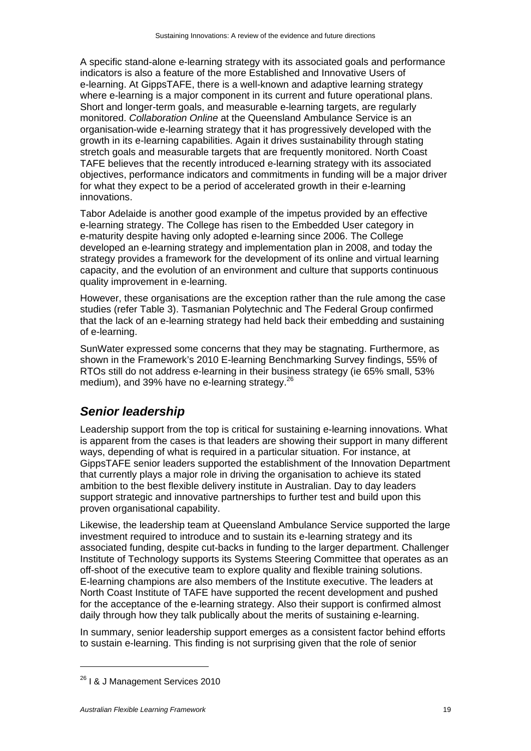A specific stand-alone e-learning strategy with its associated goals and performance indicators is also a feature of the more Established and Innovative Users of e-learning. At GippsTAFE, there is a well-known and adaptive learning strategy where e-learning is a major component in its current and future operational plans. Short and longer-term goals, and measurable e-learning targets, are regularly monitored. *Collaboration Online* at the Queensland Ambulance Service is an organisation-wide e-learning strategy that it has progressively developed with the growth in its e-learning capabilities. Again it drives sustainability through stating stretch goals and measurable targets that are frequently monitored. North Coast TAFE believes that the recently introduced e-learning strategy with its associated objectives, performance indicators and commitments in funding will be a major driver for what they expect to be a period of accelerated growth in their e-learning innovations.

Tabor Adelaide is another good example of the impetus provided by an effective e-learning strategy. The College has risen to the Embedded User category in e-maturity despite having only adopted e-learning since 2006. The College developed an e-learning strategy and implementation plan in 2008, and today the strategy provides a framework for the development of its online and virtual learning capacity, and the evolution of an environment and culture that supports continuous quality improvement in e-learning.

However, these organisations are the exception rather than the rule among the case studies (refer Table 3). Tasmanian Polytechnic and The Federal Group confirmed that the lack of an e-learning strategy had held back their embedding and sustaining of e-learning.

SunWater expressed some concerns that they may be stagnating. Furthermore, as shown in the Framework's 2010 E-learning Benchmarking Survey findings, 55% of RTOs still do not address e-learning in their business strategy (ie 65% small, 53% medium), and 39% have no e-learning strategy.[26]

## *Senior leadership*

Leadership support from the top is critical for sustaining e-learning innovations. What is apparent from the cases is that leaders are showing their support in many different ways, depending of what is required in a particular situation. For instance, at GippsTAFE senior leaders supported the establishment of the Innovation Department that currently plays a major role in driving the organisation to achieve its stated ambition to the best flexible delivery institute in Australian. Day to day leaders support strategic and innovative partnerships to further test and build upon this proven organisational capability.

Likewise, the leadership team at Queensland Ambulance Service supported the large investment required to introduce and to sustain its e-learning strategy and its associated funding, despite cut-backs in funding to the larger department. Challenger Institute of Technology supports its Systems Steering Committee that operates as an off-shoot of the executive team to explore quality and flexible training solutions. E-learning champions are also members of the Institute executive. The leaders at North Coast Institute of TAFE have supported the recent development and pushed for the acceptance of the e-learning strategy. Also their support is confirmed almost daily through how they talk publically about the merits of sustaining e-learning.

In summary, senior leadership support emerges as a consistent factor behind efforts to sustain e-learning. This finding is not surprising given that the role of senior

[26] I & J Management Services 2010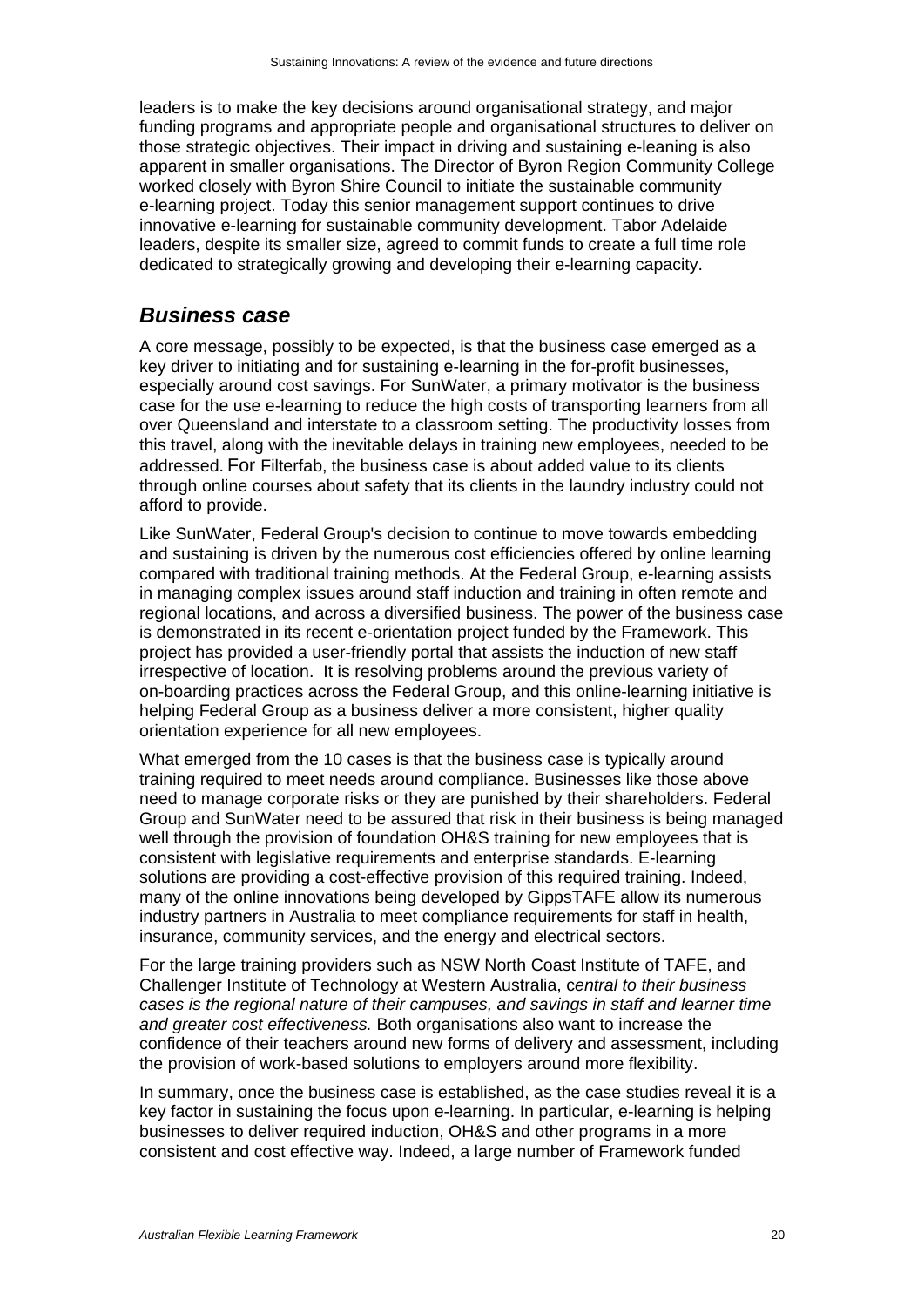leaders is to make the key decisions around organisational strategy, and major funding programs and appropriate people and organisational structures to deliver on those strategic objectives. Their impact in driving and sustaining e-leaning is also apparent in smaller organisations. The Director of Byron Region Community College worked closely with Byron Shire Council to initiate the sustainable community e-learning project. Today this senior management support continues to drive innovative e-learning for sustainable community development. Tabor Adelaide leaders, despite its smaller size, agreed to commit funds to create a full time role dedicated to strategically growing and developing their e-learning capacity.

## *Business case*

A core message, possibly to be expected, is that the business case emerged as a key driver to initiating and for sustaining e-learning in the for-profit businesses, especially around cost savings. For SunWater, a primary motivator is the business case for the use e-learning to reduce the high costs of transporting learners from all over Queensland and interstate to a classroom setting. The productivity losses from this travel, along with the inevitable delays in training new employees, needed to be addressed. For Filterfab, the business case is about added value to its clients through online courses about safety that its clients in the laundry industry could not afford to provide.

Like SunWater, Federal Group's decision to continue to move towards embedding and sustaining is driven by the numerous cost efficiencies offered by online learning compared with traditional training methods. At the Federal Group, e-learning assists in managing complex issues around staff induction and training in often remote and regional locations, and across a diversified business. The power of the business case is demonstrated in its recent e-orientation project funded by the Framework. This project has provided a user-friendly portal that assists the induction of new staff irrespective of location. It is resolving problems around the previous variety of on-boarding practices across the Federal Group, and this online-learning initiative is helping Federal Group as a business deliver a more consistent, higher quality orientation experience for all new employees.

What emerged from the 10 cases is that the business case is typically around training required to meet needs around compliance. Businesses like those above need to manage corporate risks or they are punished by their shareholders. Federal Group and SunWater need to be assured that risk in their business is being managed well through the provision of foundation OH&S training for new employees that is consistent with legislative requirements and enterprise standards. E-learning solutions are providing a cost-effective provision of this required training. Indeed, many of the online innovations being developed by GippsTAFE allow its numerous industry partners in Australia to meet compliance requirements for staff in health, insurance, community services, and the energy and electrical sectors.

For the large training providers such as NSW North Coast Institute of TAFE, and Challenger Institute of Technology at Western Australia, c*entral to their business cases is the regional nature of their campuses, and savings in staff and learner time and greater cost effectiveness.* Both organisations also want to increase the confidence of their teachers around new forms of delivery and assessment, including the provision of work-based solutions to employers around more flexibility.

In summary, once the business case is established, as the case studies reveal it is a key factor in sustaining the focus upon e-learning. In particular, e-learning is helping businesses to deliver required induction, OH&S and other programs in a more consistent and cost effective way. Indeed, a large number of Framework funded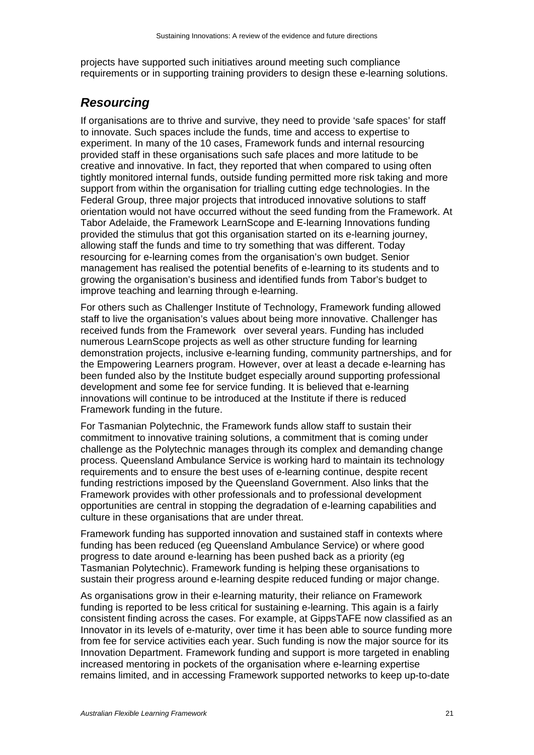projects have supported such initiatives around meeting such compliance requirements or in supporting training providers to design these e-learning solutions.

## *Resourcing*

If organisations are to thrive and survive, they need to provide 'safe spaces' for staff to innovate. Such spaces include the funds, time and access to expertise to experiment. In many of the 10 cases, Framework funds and internal resourcing provided staff in these organisations such safe places and more latitude to be creative and innovative. In fact, they reported that when compared to using often tightly monitored internal funds, outside funding permitted more risk taking and more support from within the organisation for trialling cutting edge technologies. In the Federal Group, three major projects that introduced innovative solutions to staff orientation would not have occurred without the seed funding from the Framework. At Tabor Adelaide, the Framework LearnScope and E-learning Innovations funding provided the stimulus that got this organisation started on its e-learning journey, allowing staff the funds and time to try something that was different. Today resourcing for e-learning comes from the organisation's own budget. Senior management has realised the potential benefits of e-learning to its students and to growing the organisation's business and identified funds from Tabor's budget to improve teaching and learning through e-learning.

For others such as Challenger Institute of Technology, Framework funding allowed staff to live the organisation's values about being more innovative. Challenger has received funds from the Framework over several years. Funding has included numerous LearnScope projects as well as other structure funding for learning demonstration projects, inclusive e-learning funding, community partnerships, and for the Empowering Learners program. However, over at least a decade e-learning has been funded also by the Institute budget especially around supporting professional development and some fee for service funding. It is believed that e-learning innovations will continue to be introduced at the Institute if there is reduced Framework funding in the future.

For Tasmanian Polytechnic, the Framework funds allow staff to sustain their commitment to innovative training solutions, a commitment that is coming under challenge as the Polytechnic manages through its complex and demanding change process. Queensland Ambulance Service is working hard to maintain its technology requirements and to ensure the best uses of e-learning continue, despite recent funding restrictions imposed by the Queensland Government. Also links that the Framework provides with other professionals and to professional development opportunities are central in stopping the degradation of e-learning capabilities and culture in these organisations that are under threat.

Framework funding has supported innovation and sustained staff in contexts where funding has been reduced (eg Queensland Ambulance Service) or where good progress to date around e-learning has been pushed back as a priority (eg Tasmanian Polytechnic). Framework funding is helping these organisations to sustain their progress around e-learning despite reduced funding or major change.

As organisations grow in their e-learning maturity, their reliance on Framework funding is reported to be less critical for sustaining e-learning. This again is a fairly consistent finding across the cases. For example, at GippsTAFE now classified as an Innovator in its levels of e-maturity, over time it has been able to source funding more from fee for service activities each year. Such funding is now the major source for its Innovation Department. Framework funding and support is more targeted in enabling increased mentoring in pockets of the organisation where e-learning expertise remains limited, and in accessing Framework supported networks to keep up-to-date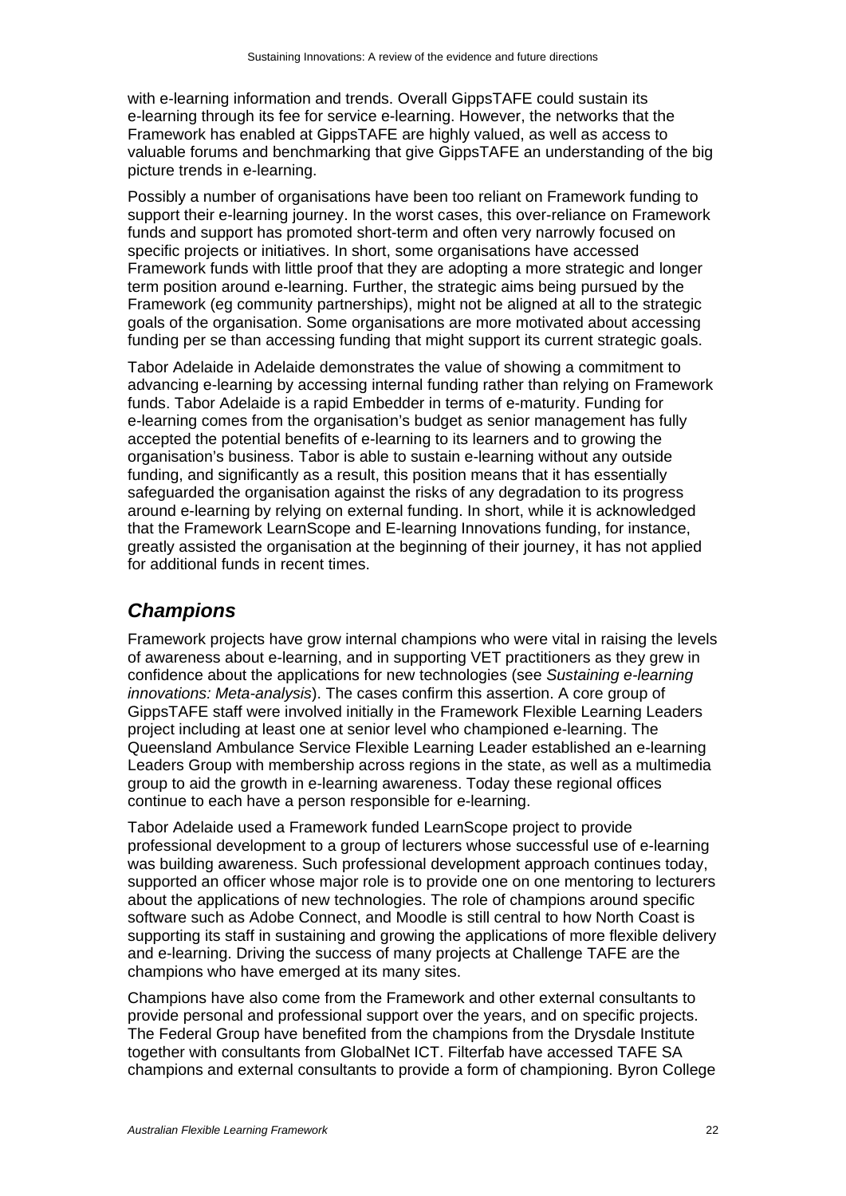with e-learning information and trends. Overall GippsTAFE could sustain its e-learning through its fee for service e-learning. However, the networks that the Framework has enabled at GippsTAFE are highly valued, as well as access to valuable forums and benchmarking that give GippsTAFE an understanding of the big picture trends in e-learning.

Possibly a number of organisations have been too reliant on Framework funding to support their e-learning journey. In the worst cases, this over-reliance on Framework funds and support has promoted short-term and often very narrowly focused on specific projects or initiatives. In short, some organisations have accessed Framework funds with little proof that they are adopting a more strategic and longer term position around e-learning. Further, the strategic aims being pursued by the Framework (eg community partnerships), might not be aligned at all to the strategic goals of the organisation. Some organisations are more motivated about accessing funding per se than accessing funding that might support its current strategic goals.

Tabor Adelaide in Adelaide demonstrates the value of showing a commitment to advancing e-learning by accessing internal funding rather than relying on Framework funds. Tabor Adelaide is a rapid Embedder in terms of e-maturity. Funding for e-learning comes from the organisation's budget as senior management has fully accepted the potential benefits of e-learning to its learners and to growing the organisation's business. Tabor is able to sustain e-learning without any outside funding, and significantly as a result, this position means that it has essentially safeguarded the organisation against the risks of any degradation to its progress around e-learning by relying on external funding. In short, while it is acknowledged that the Framework LearnScope and E-learning Innovations funding, for instance, greatly assisted the organisation at the beginning of their journey, it has not applied for additional funds in recent times.

## *Champions*

Framework projects have grow internal champions who were vital in raising the levels of awareness about e-learning, and in supporting VET practitioners as they grew in confidence about the applications for new technologies (see *Sustaining e-learning innovations: Meta-analysis*). The cases confirm this assertion. A core group of GippsTAFE staff were involved initially in the Framework Flexible Learning Leaders project including at least one at senior level who championed e-learning. The Queensland Ambulance Service Flexible Learning Leader established an e-learning Leaders Group with membership across regions in the state, as well as a multimedia group to aid the growth in e-learning awareness. Today these regional offices continue to each have a person responsible for e-learning.

Tabor Adelaide used a Framework funded LearnScope project to provide professional development to a group of lecturers whose successful use of e-learning was building awareness. Such professional development approach continues today, supported an officer whose major role is to provide one on one mentoring to lecturers about the applications of new technologies. The role of champions around specific software such as Adobe Connect, and Moodle is still central to how North Coast is supporting its staff in sustaining and growing the applications of more flexible delivery and e-learning. Driving the success of many projects at Challenge TAFE are the champions who have emerged at its many sites.

Champions have also come from the Framework and other external consultants to provide personal and professional support over the years, and on specific projects. The Federal Group have benefited from the champions from the Drysdale Institute together with consultants from GlobalNet ICT. Filterfab have accessed TAFE SA champions and external consultants to provide a form of championing. Byron College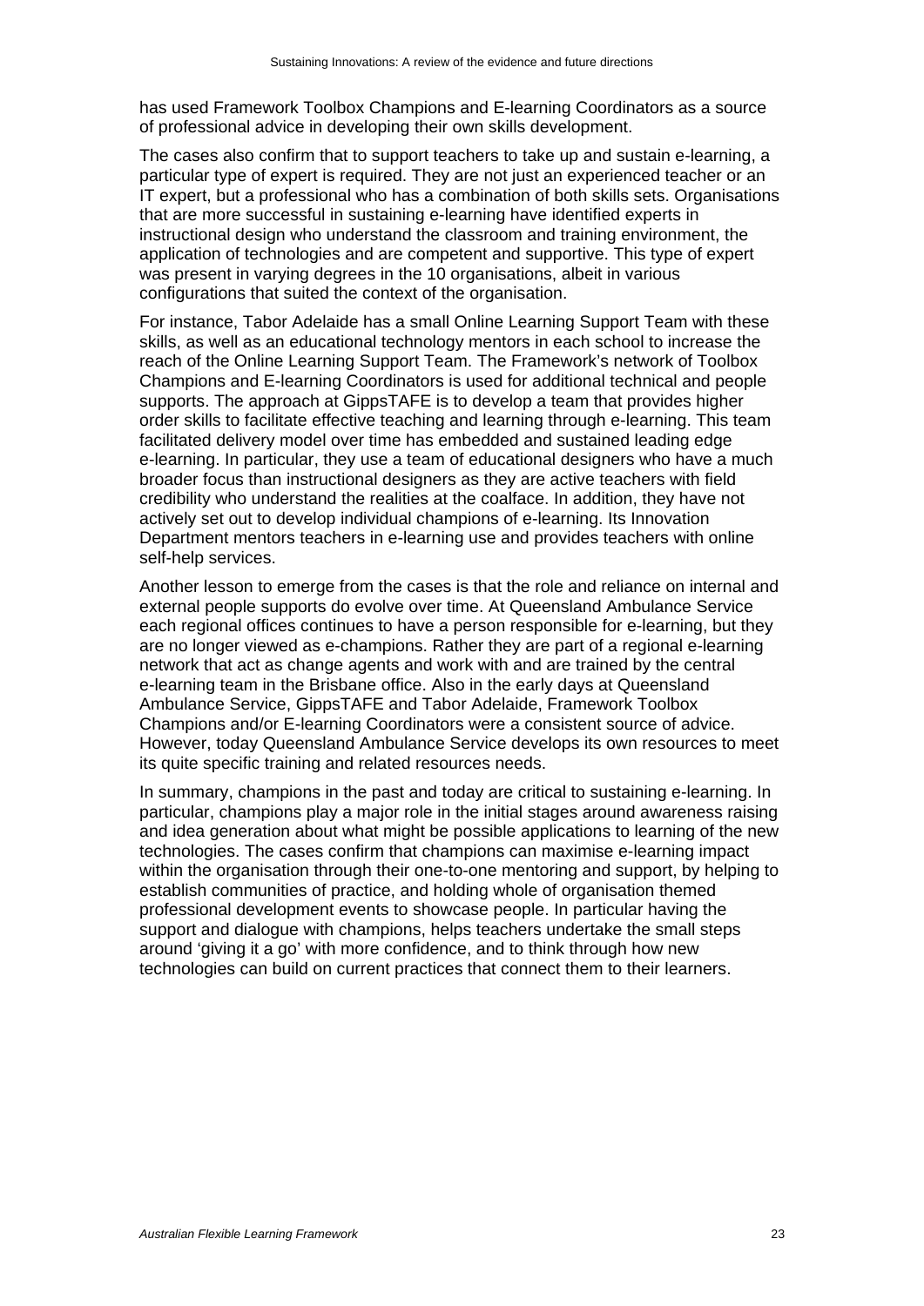has used Framework Toolbox Champions and E-learning Coordinators as a source of professional advice in developing their own skills development.

The cases also confirm that to support teachers to take up and sustain e-learning, a particular type of expert is required. They are not just an experienced teacher or an IT expert, but a professional who has a combination of both skills sets. Organisations that are more successful in sustaining e-learning have identified experts in instructional design who understand the classroom and training environment, the application of technologies and are competent and supportive. This type of expert was present in varying degrees in the 10 organisations, albeit in various configurations that suited the context of the organisation.

For instance, Tabor Adelaide has a small Online Learning Support Team with these skills, as well as an educational technology mentors in each school to increase the reach of the Online Learning Support Team. The Framework's network of Toolbox Champions and E-learning Coordinators is used for additional technical and people supports. The approach at GippsTAFE is to develop a team that provides higher order skills to facilitate effective teaching and learning through e-learning. This team facilitated delivery model over time has embedded and sustained leading edge e-learning. In particular, they use a team of educational designers who have a much broader focus than instructional designers as they are active teachers with field credibility who understand the realities at the coalface. In addition, they have not actively set out to develop individual champions of e-learning. Its Innovation Department mentors teachers in e-learning use and provides teachers with online self-help services.

Another lesson to emerge from the cases is that the role and reliance on internal and external people supports do evolve over time. At Queensland Ambulance Service each regional offices continues to have a person responsible for e-learning, but they are no longer viewed as e-champions. Rather they are part of a regional e-learning network that act as change agents and work with and are trained by the central e-learning team in the Brisbane office. Also in the early days at Queensland Ambulance Service, GippsTAFE and Tabor Adelaide, Framework Toolbox Champions and/or E-learning Coordinators were a consistent source of advice. However, today Queensland Ambulance Service develops its own resources to meet its quite specific training and related resources needs.

In summary, champions in the past and today are critical to sustaining e-learning. In particular, champions play a major role in the initial stages around awareness raising and idea generation about what might be possible applications to learning of the new technologies. The cases confirm that champions can maximise e-learning impact within the organisation through their one-to-one mentoring and support, by helping to establish communities of practice, and holding whole of organisation themed professional development events to showcase people. In particular having the support and dialogue with champions, helps teachers undertake the small steps around 'giving it a go' with more confidence, and to think through how new technologies can build on current practices that connect them to their learners.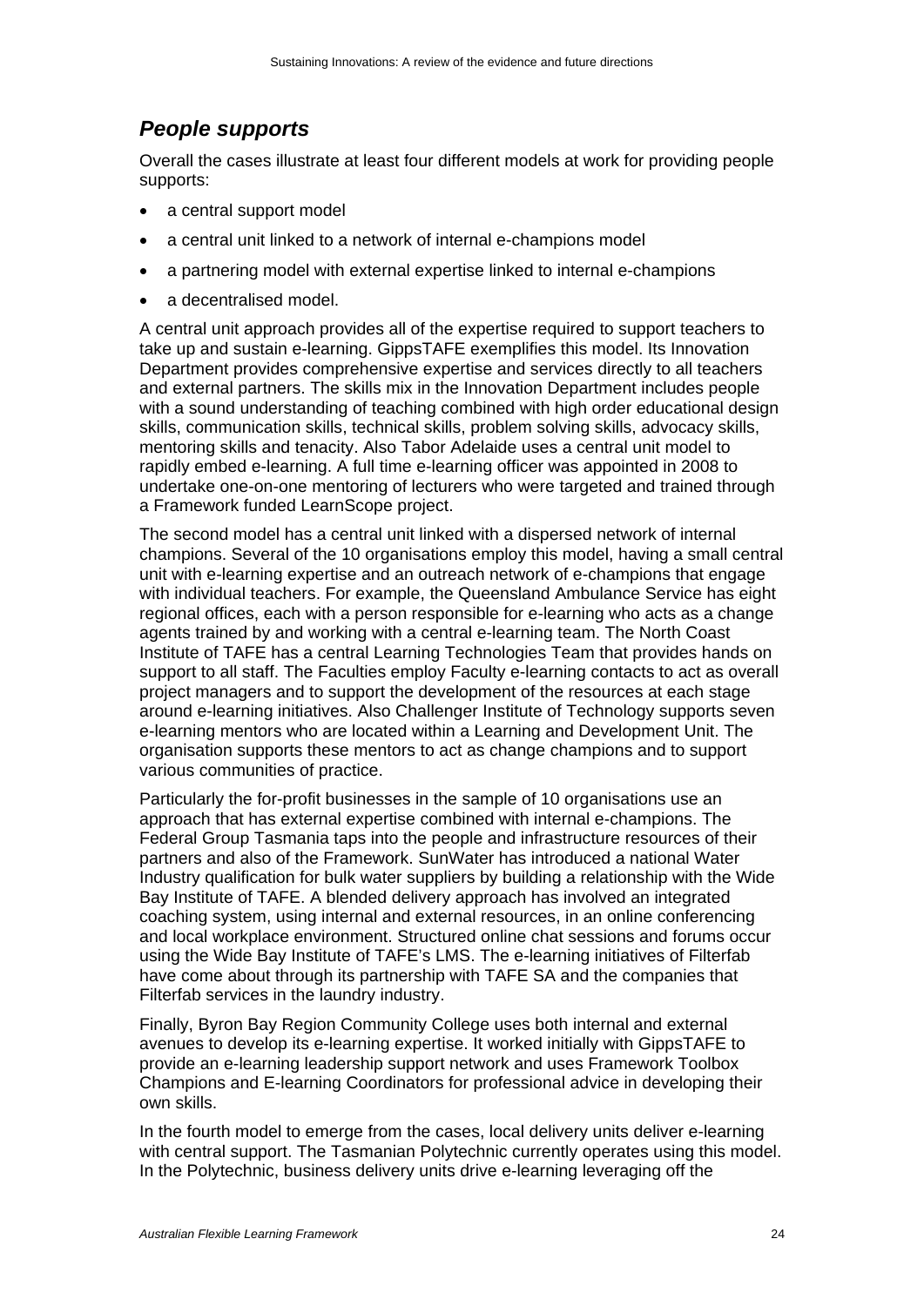## *People supports*

Overall the cases illustrate at least four different models at work for providing people supports:

- a central support model
- a central unit linked to a network of internal e-champions model
- a partnering model with external expertise linked to internal e-champions
- a decentralised model.

A central unit approach provides all of the expertise required to support teachers to take up and sustain e-learning. GippsTAFE exemplifies this model. Its Innovation Department provides comprehensive expertise and services directly to all teachers and external partners. The skills mix in the Innovation Department includes people with a sound understanding of teaching combined with high order educational design skills, communication skills, technical skills, problem solving skills, advocacy skills, mentoring skills and tenacity. Also Tabor Adelaide uses a central unit model to rapidly embed e-learning. A full time e-learning officer was appointed in 2008 to undertake one-on-one mentoring of lecturers who were targeted and trained through a Framework funded LearnScope project.

The second model has a central unit linked with a dispersed network of internal champions. Several of the 10 organisations employ this model, having a small central unit with e-learning expertise and an outreach network of e-champions that engage with individual teachers. For example, the Queensland Ambulance Service has eight regional offices, each with a person responsible for e-learning who acts as a change agents trained by and working with a central e-learning team. The North Coast Institute of TAFE has a central Learning Technologies Team that provides hands on support to all staff. The Faculties employ Faculty e-learning contacts to act as overall project managers and to support the development of the resources at each stage around e-learning initiatives. Also Challenger Institute of Technology supports seven e-learning mentors who are located within a Learning and Development Unit. The organisation supports these mentors to act as change champions and to support various communities of practice.

Particularly the for-profit businesses in the sample of 10 organisations use an approach that has external expertise combined with internal e-champions. The Federal Group Tasmania taps into the people and infrastructure resources of their partners and also of the Framework. SunWater has introduced a national Water Industry qualification for bulk water suppliers by building a relationship with the Wide Bay Institute of TAFE. A blended delivery approach has involved an integrated coaching system, using internal and external resources, in an online conferencing and local workplace environment. Structured online chat sessions and forums occur using the Wide Bay Institute of TAFE's LMS. The e-learning initiatives of Filterfab have come about through its partnership with TAFE SA and the companies that Filterfab services in the laundry industry.

Finally, Byron Bay Region Community College uses both internal and external avenues to develop its e-learning expertise. It worked initially with GippsTAFE to provide an e-learning leadership support network and uses Framework Toolbox Champions and E-learning Coordinators for professional advice in developing their own skills.

In the fourth model to emerge from the cases, local delivery units deliver e-learning with central support. The Tasmanian Polytechnic currently operates using this model. In the Polytechnic, business delivery units drive e-learning leveraging off the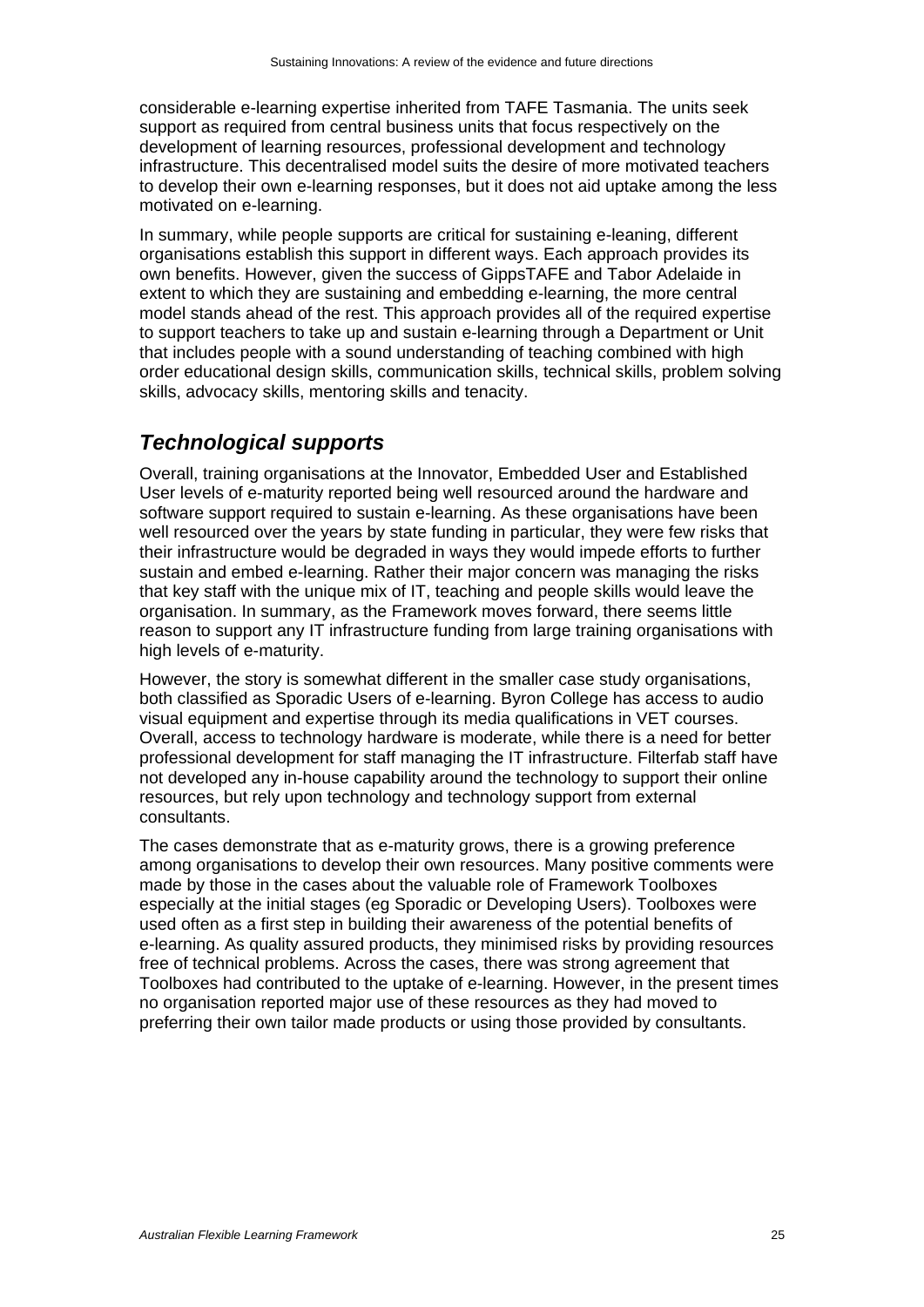considerable e-learning expertise inherited from TAFE Tasmania. The units seek support as required from central business units that focus respectively on the development of learning resources, professional development and technology infrastructure. This decentralised model suits the desire of more motivated teachers to develop their own e-learning responses, but it does not aid uptake among the less motivated on e-learning.

In summary, while people supports are critical for sustaining e-leaning, different organisations establish this support in different ways. Each approach provides its own benefits. However, given the success of GippsTAFE and Tabor Adelaide in extent to which they are sustaining and embedding e-learning, the more central model stands ahead of the rest. This approach provides all of the required expertise to support teachers to take up and sustain e-learning through a Department or Unit that includes people with a sound understanding of teaching combined with high order educational design skills, communication skills, technical skills, problem solving skills, advocacy skills, mentoring skills and tenacity.

## *Technological supports*

Overall, training organisations at the Innovator, Embedded User and Established User levels of e-maturity reported being well resourced around the hardware and software support required to sustain e-learning. As these organisations have been well resourced over the years by state funding in particular, they were few risks that their infrastructure would be degraded in ways they would impede efforts to further sustain and embed e-learning. Rather their major concern was managing the risks that key staff with the unique mix of IT, teaching and people skills would leave the organisation. In summary, as the Framework moves forward, there seems little reason to support any IT infrastructure funding from large training organisations with high levels of e-maturity.

However, the story is somewhat different in the smaller case study organisations, both classified as Sporadic Users of e-learning. Byron College has access to audio visual equipment and expertise through its media qualifications in VET courses. Overall, access to technology hardware is moderate, while there is a need for better professional development for staff managing the IT infrastructure. Filterfab staff have not developed any in-house capability around the technology to support their online resources, but rely upon technology and technology support from external consultants.

The cases demonstrate that as e-maturity grows, there is a growing preference among organisations to develop their own resources. Many positive comments were made by those in the cases about the valuable role of Framework Toolboxes especially at the initial stages (eg Sporadic or Developing Users). Toolboxes were used often as a first step in building their awareness of the potential benefits of e-learning. As quality assured products, they minimised risks by providing resources free of technical problems. Across the cases, there was strong agreement that Toolboxes had contributed to the uptake of e-learning. However, in the present times no organisation reported major use of these resources as they had moved to preferring their own tailor made products or using those provided by consultants.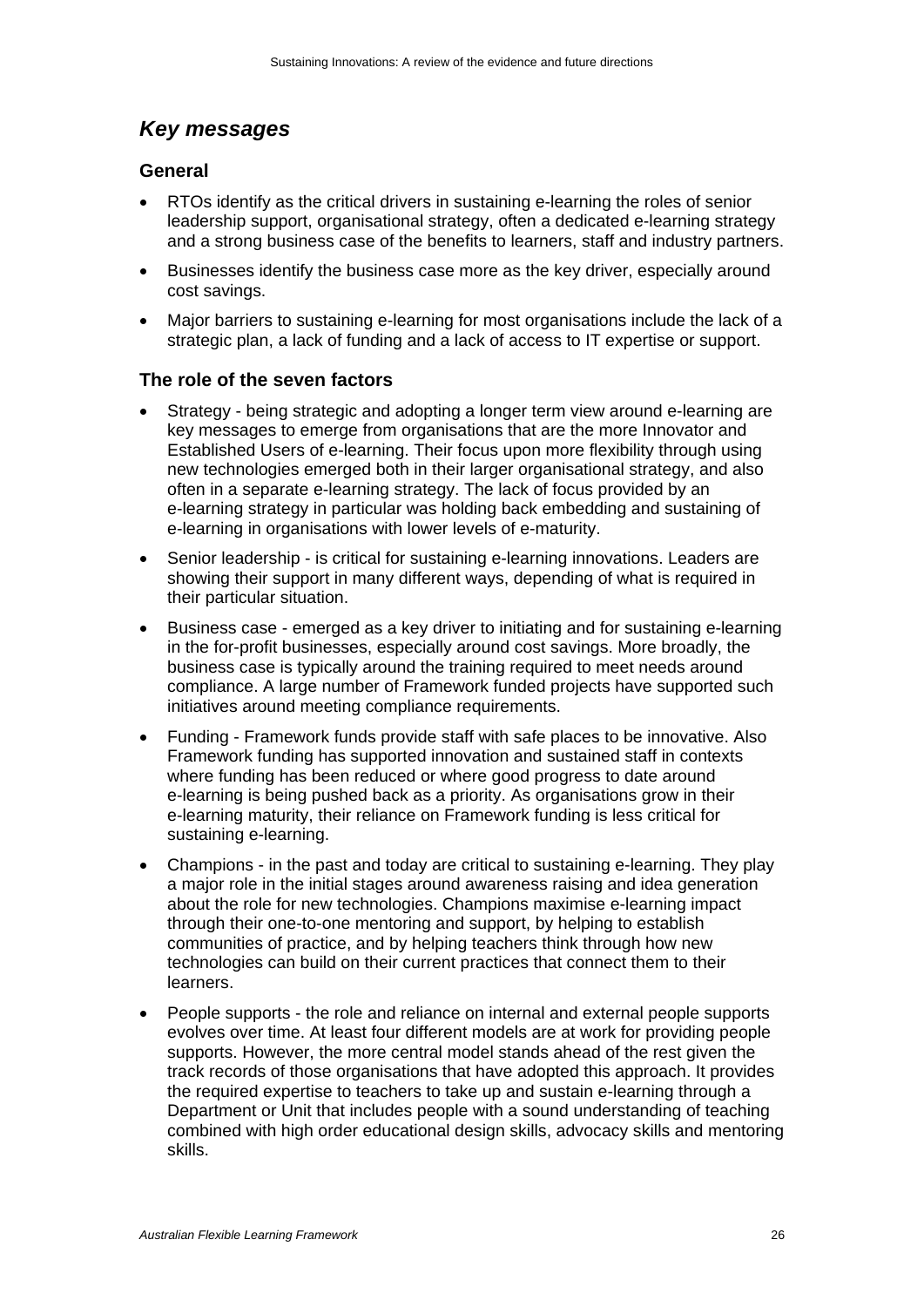## *Key messages*

### General

- RTOs identify as the critical drivers in sustaining e-learning the roles of senior leadership support, organisational strategy, often a dedicated e-learning strategy and a strong business case of the benefits to learners, staff and industry partners.
- Businesses identify the business case more as the key driver, especially around cost savings.
- Major barriers to sustaining e-learning for most organisations include the lack of a strategic plan, a lack of funding and a lack of access to IT expertise or support.

### The role of the seven factors

- Strategy - being strategic and adopting a longer term view around e-learning are key messages to emerge from organisations that are the more Innovator and Established Users of e-learning. Their focus upon more flexibility through using new technologies emerged both in their larger organisational strategy, and also often in a separate e-learning strategy. The lack of focus provided by an e-learning strategy in particular was holding back embedding and sustaining of e-learning in organisations with lower levels of e-maturity.
- Senior leadership - is critical for sustaining e-learning innovations. Leaders are showing their support in many different ways, depending of what is required in their particular situation.
- Business case - emerged as a key driver to initiating and for sustaining e-learning in the for-profit businesses, especially around cost savings. More broadly, the business case is typically around the training required to meet needs around compliance. A large number of Framework funded projects have supported such initiatives around meeting compliance requirements.
- Funding - Framework funds provide staff with safe places to be innovative. Also Framework funding has supported innovation and sustained staff in contexts where funding has been reduced or where good progress to date around e-learning is being pushed back as a priority. As organisations grow in their e-learning maturity, their reliance on Framework funding is less critical for sustaining e-learning.
- Champions - in the past and today are critical to sustaining e-learning. They play a major role in the initial stages around awareness raising and idea generation about the role for new technologies. Champions maximise e-learning impact through their one-to-one mentoring and support, by helping to establish communities of practice, and by helping teachers think through how new technologies can build on their current practices that connect them to their learners.
- People supports - the role and reliance on internal and external people supports evolves over time. At least four different models are at work for providing people supports. However, the more central model stands ahead of the rest given the track records of those organisations that have adopted this approach. It provides the required expertise to teachers to take up and sustain e-learning through a Department or Unit that includes people with a sound understanding of teaching combined with high order educational design skills, advocacy skills and mentoring skills.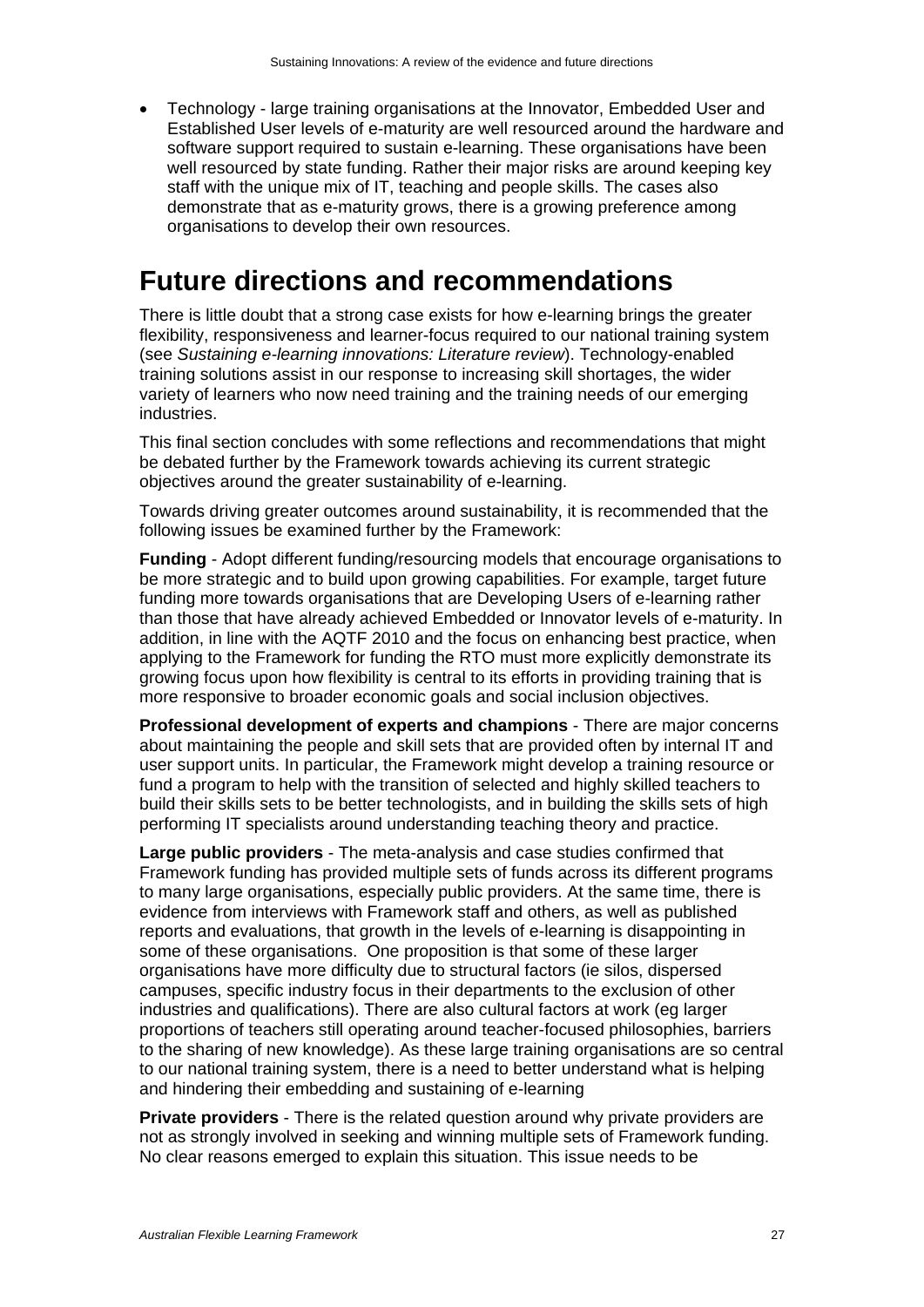- Technology - large training organisations at the Innovator, Embedded User and Established User levels of e-maturity are well resourced around the hardware and software support required to sustain e-learning. These organisations have been well resourced by state funding. Rather their major risks are around keeping key staff with the unique mix of IT, teaching and people skills. The cases also demonstrate that as e-maturity grows, there is a growing preference among organisations to develop their own resources.

# Future directions and recommendations

There is little doubt that a strong case exists for how e-learning brings the greater flexibility, responsiveness and learner-focus required to our national training system (see *Sustaining e-learning innovations: Literature review*). Technology-enabled training solutions assist in our response to increasing skill shortages, the wider variety of learners who now need training and the training needs of our emerging industries.

This final section concludes with some reflections and recommendations that might be debated further by the Framework towards achieving its current strategic objectives around the greater sustainability of e-learning.

Towards driving greater outcomes around sustainability, it is recommended that the following issues be examined further by the Framework:

**Funding** - Adopt different funding/resourcing models that encourage organisations to be more strategic and to build upon growing capabilities. For example, target future funding more towards organisations that are Developing Users of e-learning rather than those that have already achieved Embedded or Innovator levels of e-maturity. In addition, in line with the AQTF 2010 and the focus on enhancing best practice, when applying to the Framework for funding the RTO must more explicitly demonstrate its growing focus upon how flexibility is central to its efforts in providing training that is more responsive to broader economic goals and social inclusion objectives.

**Professional development of experts and champions** - There are major concerns about maintaining the people and skill sets that are provided often by internal IT and user support units. In particular, the Framework might develop a training resource or fund a program to help with the transition of selected and highly skilled teachers to build their skills sets to be better technologists, and in building the skills sets of high performing IT specialists around understanding teaching theory and practice.

**Large public providers** - The meta-analysis and case studies confirmed that Framework funding has provided multiple sets of funds across its different programs to many large organisations, especially public providers. At the same time, there is evidence from interviews with Framework staff and others, as well as published reports and evaluations, that growth in the levels of e-learning is disappointing in some of these organisations. One proposition is that some of these larger organisations have more difficulty due to structural factors (ie silos, dispersed campuses, specific industry focus in their departments to the exclusion of other industries and qualifications). There are also cultural factors at work (eg larger proportions of teachers still operating around teacher-focused philosophies, barriers to the sharing of new knowledge). As these large training organisations are so central to our national training system, there is a need to better understand what is helping and hindering their embedding and sustaining of e-learning

**Private providers** - There is the related question around why private providers are not as strongly involved in seeking and winning multiple sets of Framework funding. No clear reasons emerged to explain this situation. This issue needs to be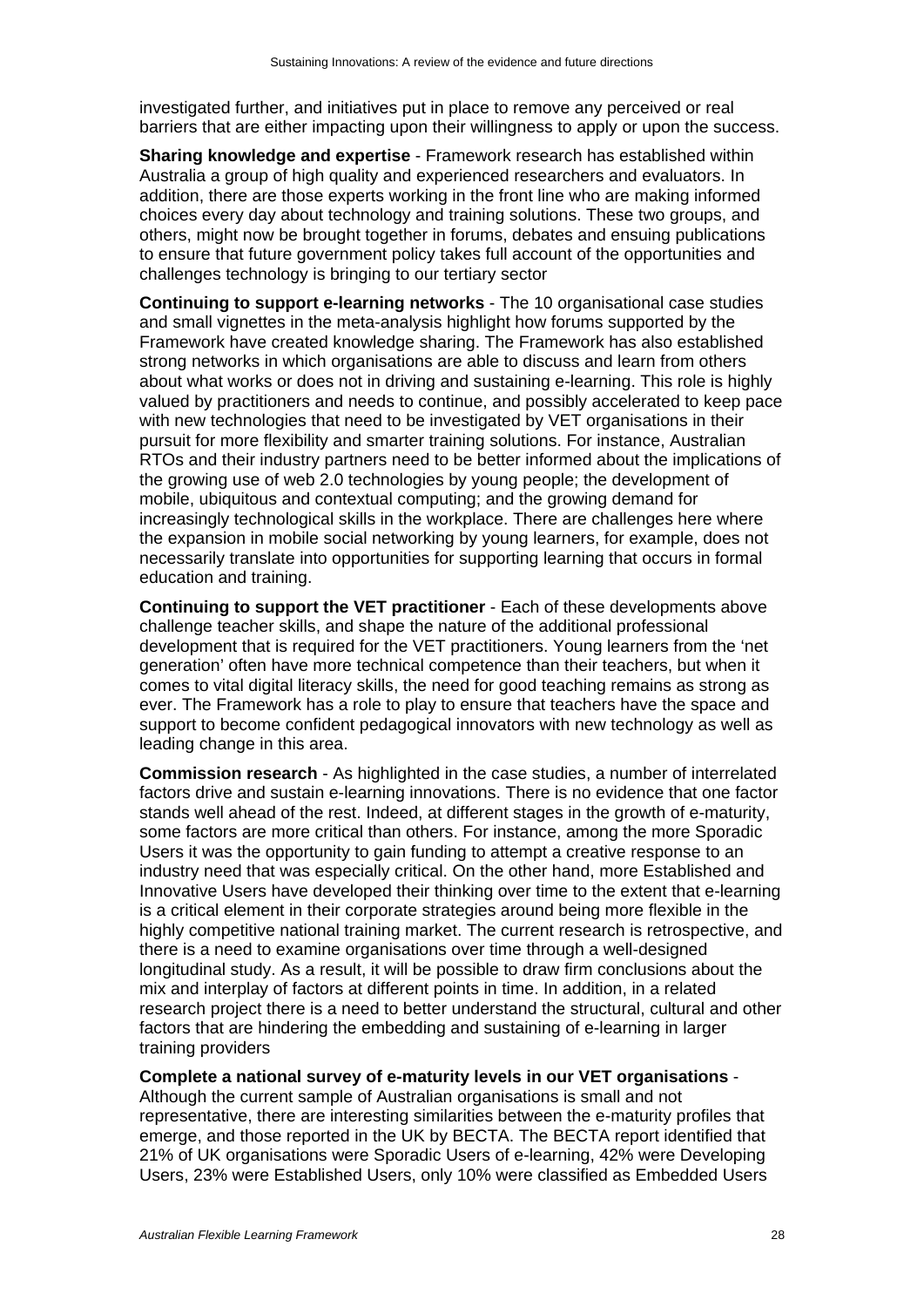investigated further, and initiatives put in place to remove any perceived or real barriers that are either impacting upon their willingness to apply or upon the success.

**Sharing knowledge and expertise** - Framework research has established within Australia a group of high quality and experienced researchers and evaluators. In addition, there are those experts working in the front line who are making informed choices every day about technology and training solutions. These two groups, and others, might now be brought together in forums, debates and ensuing publications to ensure that future government policy takes full account of the opportunities and challenges technology is bringing to our tertiary sector

**Continuing to support e-learning networks** - The 10 organisational case studies and small vignettes in the meta-analysis highlight how forums supported by the Framework have created knowledge sharing. The Framework has also established strong networks in which organisations are able to discuss and learn from others about what works or does not in driving and sustaining e-learning. This role is highly valued by practitioners and needs to continue, and possibly accelerated to keep pace with new technologies that need to be investigated by VET organisations in their pursuit for more flexibility and smarter training solutions. For instance, Australian RTOs and their industry partners need to be better informed about the implications of the growing use of web 2.0 technologies by young people; the development of mobile, ubiquitous and contextual computing; and the growing demand for increasingly technological skills in the workplace. There are challenges here where the expansion in mobile social networking by young learners, for example, does not necessarily translate into opportunities for supporting learning that occurs in formal education and training.

**Continuing to support the VET practitioner** - Each of these developments above challenge teacher skills, and shape the nature of the additional professional development that is required for the VET practitioners. Young learners from the 'net generation' often have more technical competence than their teachers, but when it comes to vital digital literacy skills, the need for good teaching remains as strong as ever. The Framework has a role to play to ensure that teachers have the space and support to become confident pedagogical innovators with new technology as well as leading change in this area.

**Commission research** - As highlighted in the case studies, a number of interrelated factors drive and sustain e-learning innovations. There is no evidence that one factor stands well ahead of the rest. Indeed, at different stages in the growth of e-maturity, some factors are more critical than others. For instance, among the more Sporadic Users it was the opportunity to gain funding to attempt a creative response to an industry need that was especially critical. On the other hand, more Established and Innovative Users have developed their thinking over time to the extent that e-learning is a critical element in their corporate strategies around being more flexible in the highly competitive national training market. The current research is retrospective, and there is a need to examine organisations over time through a well-designed longitudinal study. As a result, it will be possible to draw firm conclusions about the mix and interplay of factors at different points in time. In addition, in a related research project there is a need to better understand the structural, cultural and other factors that are hindering the embedding and sustaining of e-learning in larger training providers

**Complete a national survey of e-maturity levels in our VET organisations** - Although the current sample of Australian organisations is small and not representative, there are interesting similarities between the e-maturity profiles that emerge, and those reported in the UK by BECTA. The BECTA report identified that 21% of UK organisations were Sporadic Users of e-learning, 42% were Developing Users, 23% were Established Users, only 10% were classified as Embedded Users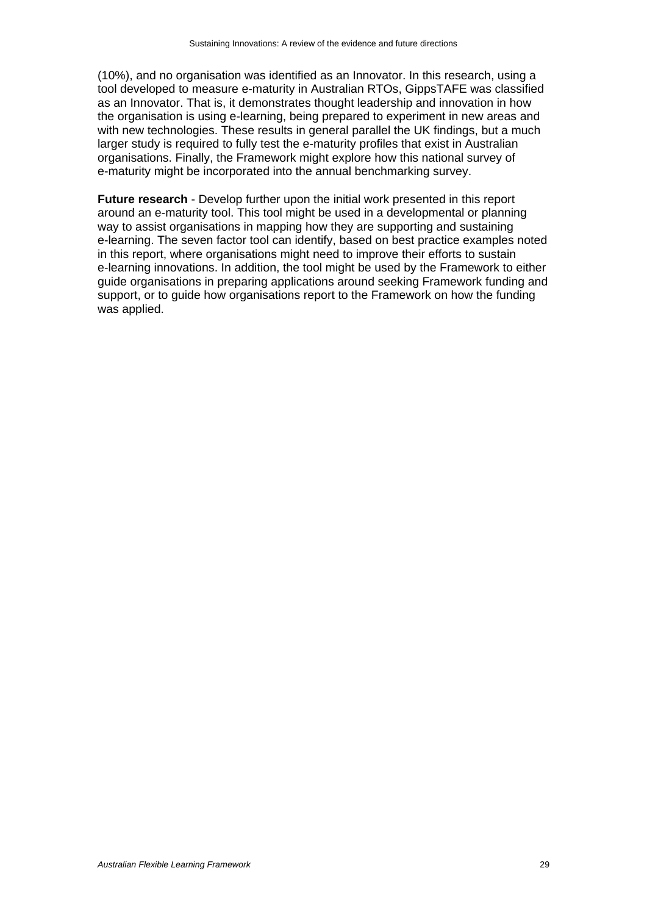(10%), and no organisation was identified as an Innovator. In this research, using a tool developed to measure e-maturity in Australian RTOs, GippsTAFE was classified as an Innovator. That is, it demonstrates thought leadership and innovation in how the organisation is using e-learning, being prepared to experiment in new areas and with new technologies. These results in general parallel the UK findings, but a much larger study is required to fully test the e-maturity profiles that exist in Australian organisations. Finally, the Framework might explore how this national survey of e-maturity might be incorporated into the annual benchmarking survey.

**Future research** - Develop further upon the initial work presented in this report around an e-maturity tool. This tool might be used in a developmental or planning way to assist organisations in mapping how they are supporting and sustaining e-learning. The seven factor tool can identify, based on best practice examples noted in this report, where organisations might need to improve their efforts to sustain e-learning innovations. In addition, the tool might be used by the Framework to either guide organisations in preparing applications around seeking Framework funding and support, or to guide how organisations report to the Framework on how the funding was applied.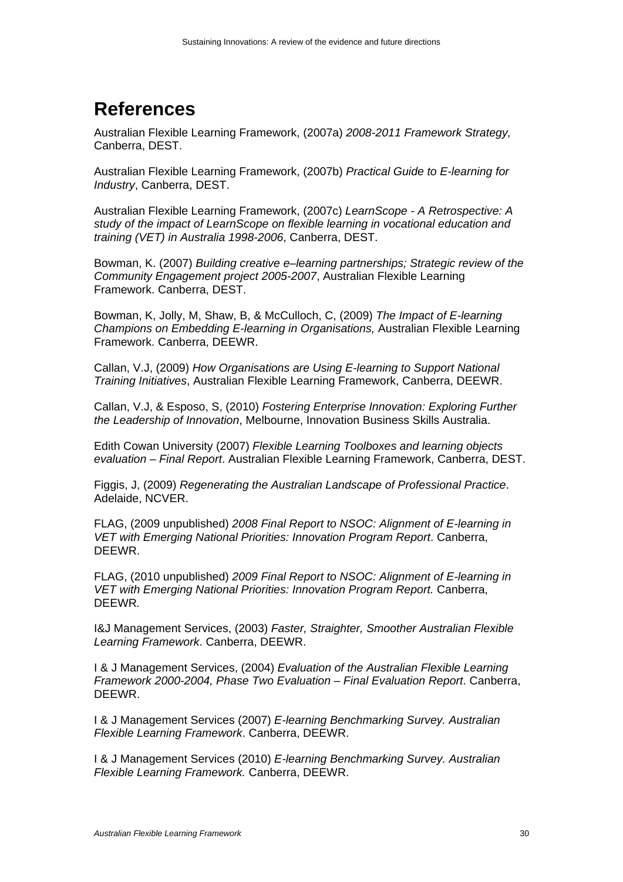# References

Australian Flexible Learning Framework, (2007a) *2008-2011 Framework Strategy,* Canberra, DEST.

Australian Flexible Learning Framework, (2007b) *Practical Guide to E-learning for Industry*, Canberra, DEST.

Australian Flexible Learning Framework, (2007c) *LearnScope - A Retrospective: A study of the impact of LearnScope on flexible learning in vocational education and training (VET) in Australia 1998-2006*, Canberra, DEST.

Bowman, K. (2007) *Building creative e–learning partnerships; Strategic review of the Community Engagement project 2005-2007*, Australian Flexible Learning Framework. Canberra, DEST.

Bowman, K, Jolly, M, Shaw, B, & McCulloch, C, (2009) *The Impact of E-learning Champions on Embedding E-learning in Organisations,* Australian Flexible Learning Framework. Canberra, DEEWR.

Callan, V.J, (2009) *How Organisations are Using E-learning to Support National Training Initiatives*, Australian Flexible Learning Framework, Canberra, DEEWR.

Callan, V.J, & Esposo, S, (2010) *Fostering Enterprise Innovation: Exploring Further the Leadership of Innovation*, Melbourne, Innovation Business Skills Australia.

Edith Cowan University (2007) *Flexible Learning Toolboxes and learning objects evaluation – Final Report*. Australian Flexible Learning Framework, Canberra, DEST.

Figgis, J, (2009) *Regenerating the Australian Landscape of Professional Practice*. Adelaide, NCVER.

FLAG, (2009 unpublished) *2008 Final Report to NSOC: Alignment of E-learning in VET with Emerging National Priorities: Innovation Program Report*. Canberra, DEEWR.

FLAG, (2010 unpublished) *2009 Final Report to NSOC: Alignment of E-learning in VET with Emerging National Priorities: Innovation Program Report.* Canberra, DEEWR*.*

I&J Management Services, (2003) *Faster, Straighter, Smoother Australian Flexible Learning Framework*. Canberra, DEEWR.

I & J Management Services, (2004) *Evaluation of the Australian Flexible Learning Framework 2000-2004, Phase Two Evaluation – Final Evaluation Report*. Canberra, DEEWR.

I & J Management Services (2007) *E-learning Benchmarking Survey. Australian Flexible Learning Framework*. Canberra, DEEWR.

I & J Management Services (2010) *E-learning Benchmarking Survey. Australian Flexible Learning Framework.* Canberra, DEEWR.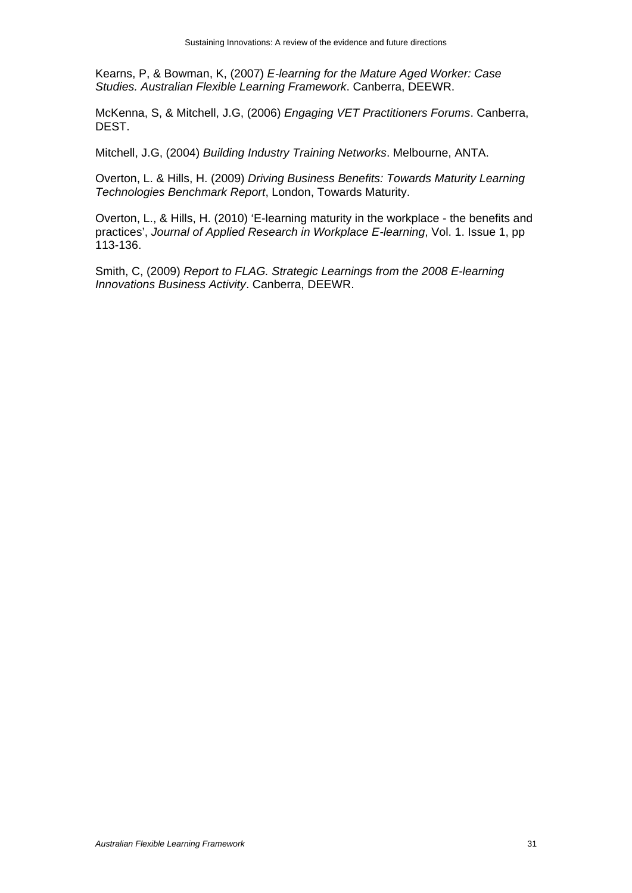Kearns, P, & Bowman, K, (2007) *E-learning for the Mature Aged Worker: Case Studies. Australian Flexible Learning Framework*. Canberra, DEEWR.

McKenna, S, & Mitchell, J.G, (2006) *Engaging VET Practitioners Forums*. Canberra, DEST.

Mitchell, J.G, (2004) *Building Industry Training Networks*. Melbourne, ANTA.

Overton, L. & Hills, H. (2009) *Driving Business Benefits: Towards Maturity Learning Technologies Benchmark Report*, London, Towards Maturity.

Overton, L., & Hills, H. (2010) 'E-learning maturity in the workplace - the benefits and practices', *Journal of Applied Research in Workplace E-learning*, Vol. 1. Issue 1, pp 113-136.

Smith, C, (2009) *Report to FLAG. Strategic Learnings from the 2008 E-learning Innovations Business Activity*. Canberra, DEEWR.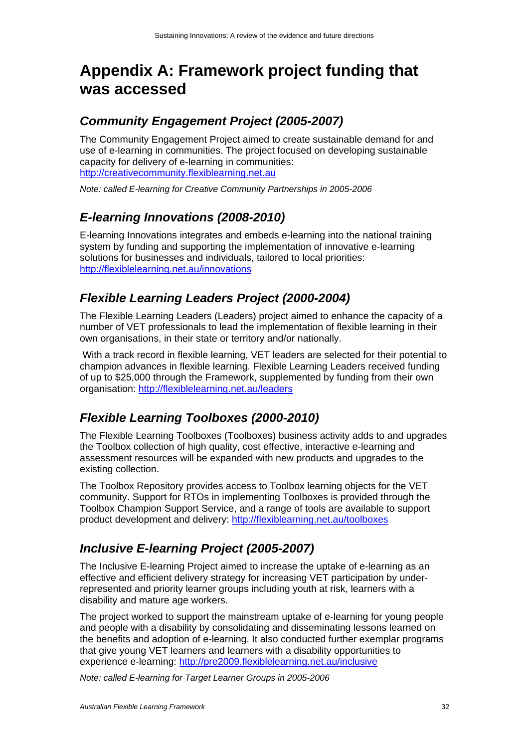# Appendix A: Framework project funding that was accessed

## *Community Engagement Project (2005-2007)*

The Community Engagement Project aimed to create sustainable demand for and use of e-learning in communities. The project focused on developing sustainable capacity for delivery of e-learning in communities: http://creativecommunity.flexiblearning.net.au

*Note: called E-learning for Creative Community Partnerships in 2005-2006*

## *E-learning Innovations (2008-2010)*

E-learning Innovations integrates and embeds e-learning into the national training system by funding and supporting the implementation of innovative e-learning solutions for businesses and individuals, tailored to local priorities: http://flexiblelearning.net.au/innovations

## *Flexible Learning Leaders Project (2000-2004)*

The Flexible Learning Leaders (Leaders) project aimed to enhance the capacity of a number of VET professionals to lead the implementation of flexible learning in their own organisations, in their state or territory and/or nationally.

With a track record in flexible learning, VET leaders are selected for their potential to champion advances in flexible learning. Flexible Learning Leaders received funding of up to $25,000 through the Framework, supplemented by funding from their own organisation: http://flexiblelearning.net.au/leaders

## *Flexible Learning Toolboxes (2000-2010)*

The Flexible Learning Toolboxes (Toolboxes) business activity adds to and upgrades the Toolbox collection of high quality, cost effective, interactive e-learning and assessment resources will be expanded with new products and upgrades to the existing collection.

The Toolbox Repository provides access to Toolbox learning objects for the VET community. Support for RTOs in implementing Toolboxes is provided through the Toolbox Champion Support Service, and a range of tools are available to support product development and delivery: http://flexiblearning.net.au/toolboxes

## *Inclusive E-learning Project (2005-2007)*

The Inclusive E-learning Project aimed to increase the uptake of e-learning as an effective and efficient delivery strategy for increasing VET participation by under-represented and priority learner groups including youth at risk, learners with a disability and mature age workers.

The project worked to support the mainstream uptake of e-learning for young people and people with a disability by consolidating and disseminating lessons learned on the benefits and adoption of e-learning. It also conducted further exemplar programs that give young VET learners and learners with a disability opportunities to experience e-learning: http://pre2009.flexiblelearning.net.au/inclusive

*Note: called E-learning for Target Learner Groups in 2005-2006*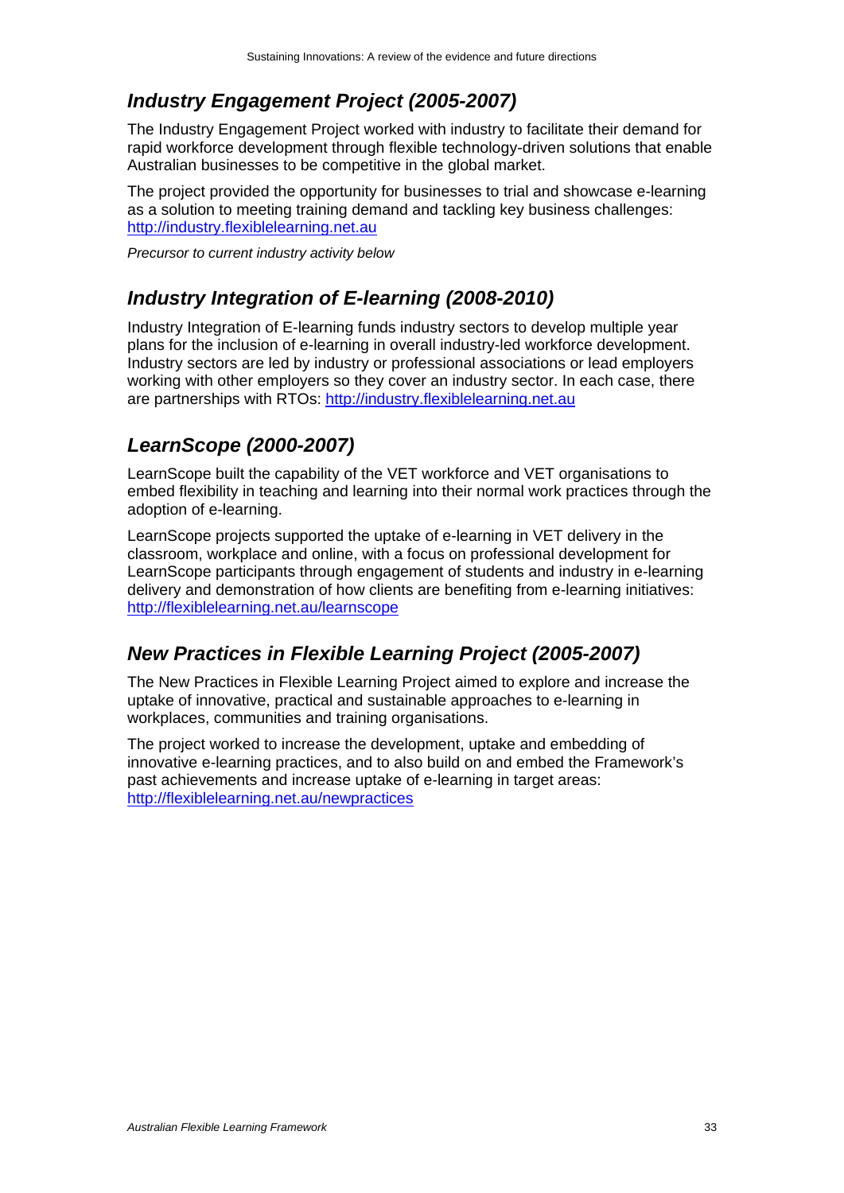## *Industry Engagement Project (2005-2007)*

The Industry Engagement Project worked with industry to facilitate their demand for rapid workforce development through flexible technology-driven solutions that enable Australian businesses to be competitive in the global market.

The project provided the opportunity for businesses to trial and showcase e-learning as a solution to meeting training demand and tackling key business challenges: http://industry.flexiblelearning.net.au

*Precursor to current industry activity below*

## *Industry Integration of E-learning (2008-2010)*

Industry Integration of E-learning funds industry sectors to develop multiple year plans for the inclusion of e-learning in overall industry-led workforce development. Industry sectors are led by industry or professional associations or lead employers working with other employers so they cover an industry sector. In each case, there are partnerships with RTOs: http://industry.flexiblelearning.net.au

## *LearnScope (2000-2007)*

LearnScope built the capability of the VET workforce and VET organisations to embed flexibility in teaching and learning into their normal work practices through the adoption of e-learning.

LearnScope projects supported the uptake of e-learning in VET delivery in the classroom, workplace and online, with a focus on professional development for LearnScope participants through engagement of students and industry in e-learning delivery and demonstration of how clients are benefiting from e-learning initiatives: http://flexiblelearning.net.au/learnscope

## *New Practices in Flexible Learning Project (2005-2007)*

The New Practices in Flexible Learning Project aimed to explore and increase the uptake of innovative, practical and sustainable approaches to e-learning in workplaces, communities and training organisations.

The project worked to increase the development, uptake and embedding of innovative e-learning practices, and to also build on and embed the Framework's past achievements and increase uptake of e-learning in target areas: http://flexiblelearning.net.au/newpractices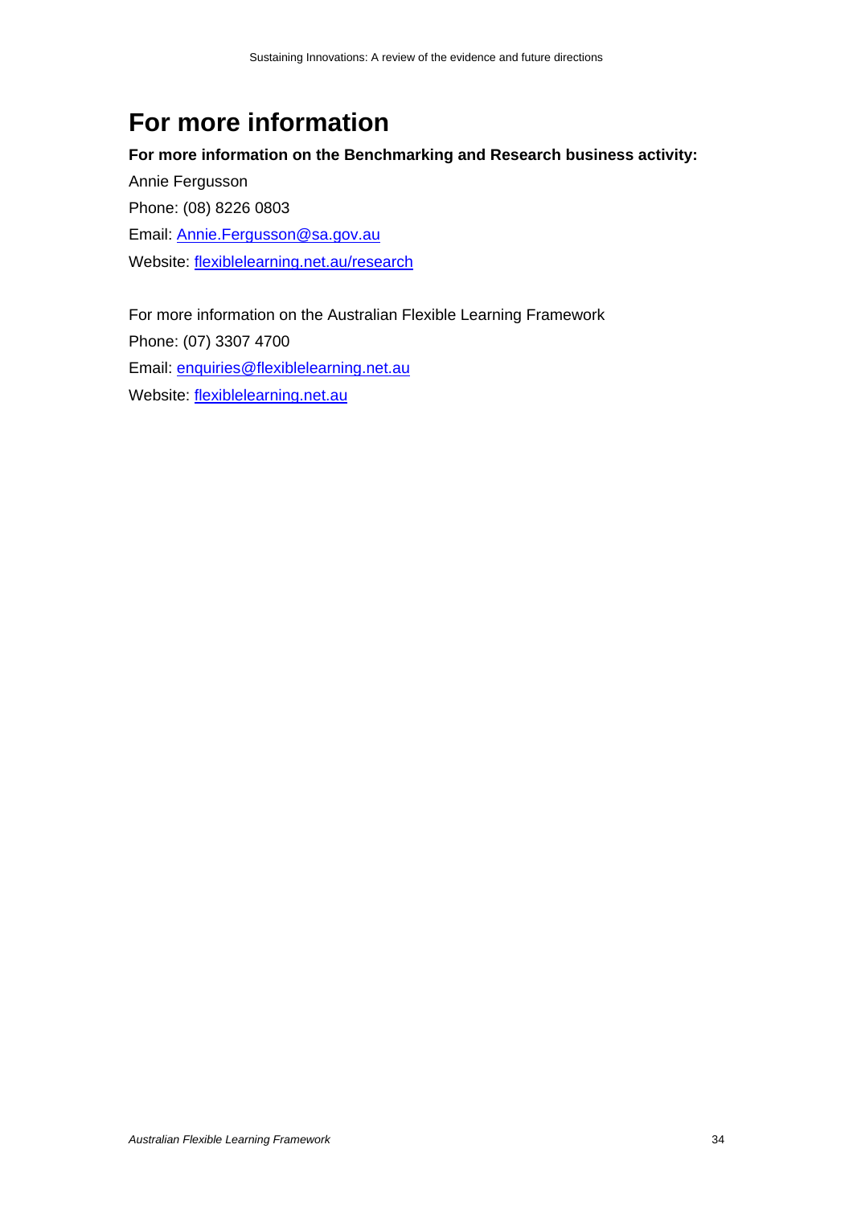# For more information

**For more information on the Benchmarking and Research business activity:**

Annie Fergusson

Phone: (08) 8226 0803

Email: Annie.Fergusson@sa.gov.au

Website: flexiblelearning.net.au/research

For more information on the Australian Flexible Learning Framework

Phone: (07) 3307 4700

Email: enquiries@flexiblelearning.net.au

Website: flexiblelearning.net.au